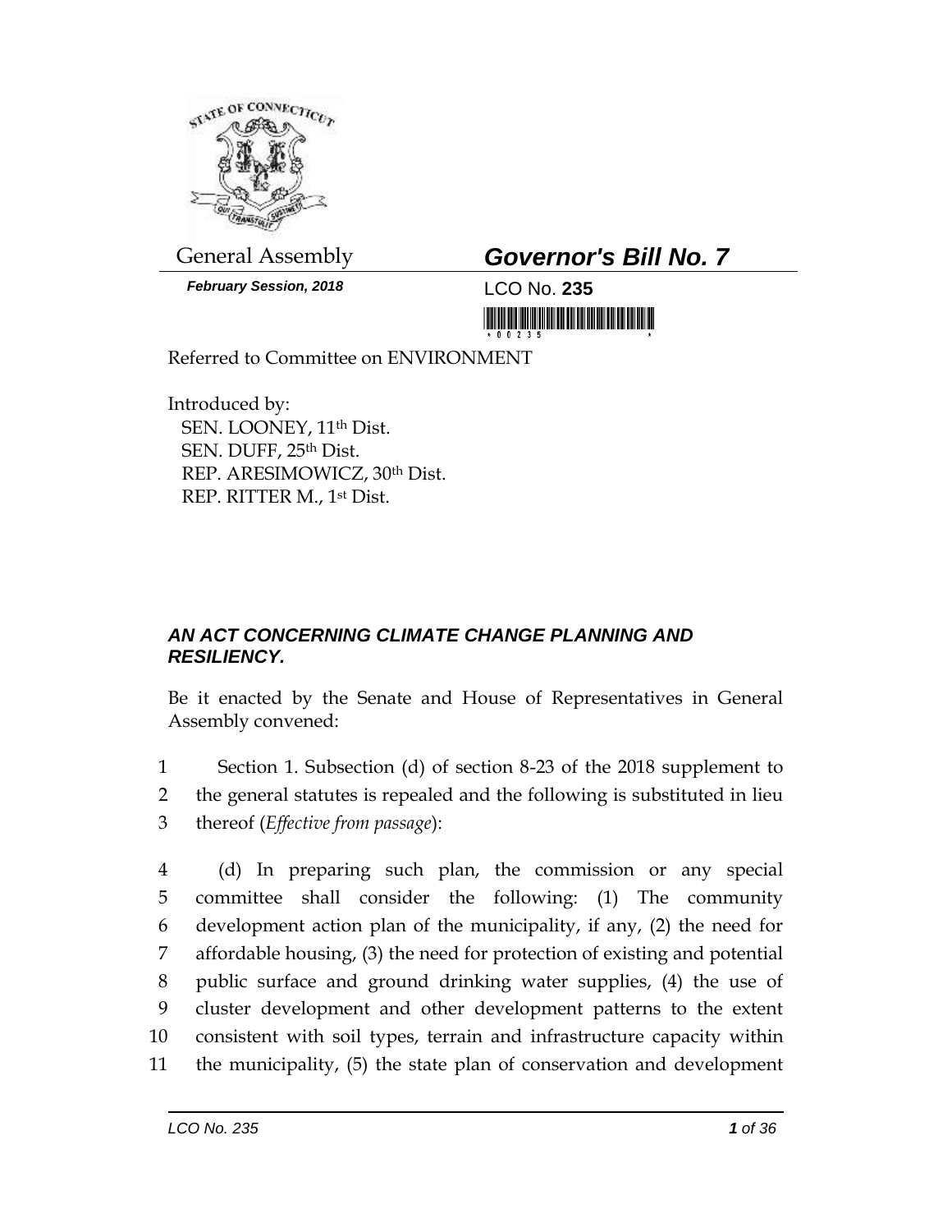General Assembly

# *Governor's Bill No. 7*

***February Session, 2018***

LCO No. **235**

Referred to Committee on ENVIRONMENT

Introduced by:
SEN. LOONEY, 11th Dist.
SEN. DUFF, 25th Dist.
REP. ARESIMOWICZ, 30th Dist.
REP. RITTER M., 1st Dist.

### *AN ACT CONCERNING CLIMATE CHANGE PLANNING AND RESILIENCY.*

Be it enacted by the Senate and House of Representatives in General Assembly convened:

1 Section 1. Subsection (d) of section 8-23 of the 2018 supplement to
2 the general statutes is repealed and the following is substituted in lieu
3 thereof (*Effective from passage*):

4 (d) In preparing such plan, the commission or any special
5 committee shall consider the following: (1) The community
6 development action plan of the municipality, if any, (2) the need for
7 affordable housing, (3) the need for protection of existing and potential
8 public surface and ground drinking water supplies, (4) the use of
9 cluster development and other development patterns to the extent
10 consistent with soil types, terrain and infrastructure capacity within
11 the municipality, (5) the state plan of conservation and development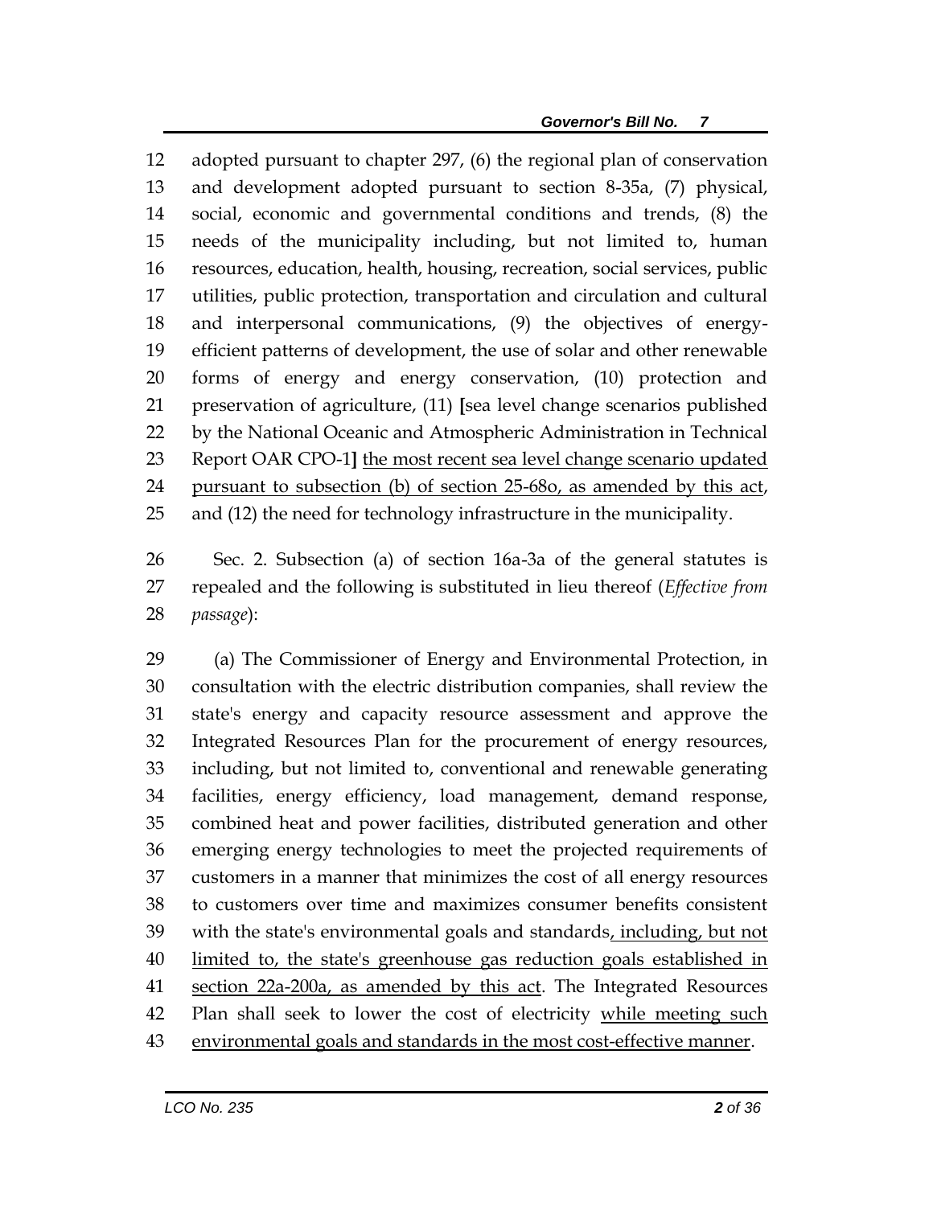adopted pursuant to chapter 297, (6) the regional plan of conservation and development adopted pursuant to section 8-35a, (7) physical, social, economic and governmental conditions and trends, (8) the needs of the municipality including, but not limited to, human resources, education, health, housing, recreation, social services, public utilities, public protection, transportation and circulation and cultural and interpersonal communications, (9) the objectives of energy-efficient patterns of development, the use of solar and other renewable forms of energy and energy conservation, (10) protection and preservation of agriculture, (11) [sea level change scenarios published by the National Oceanic and Atmospheric Administration in Technical Report OAR CPO-1] <u>the most recent sea level change scenario updated pursuant to subsection (b) of section 25-68o, as amended by this act</u>, and (12) the need for technology infrastructure in the municipality.

Sec. 2. Subsection (a) of section 16a-3a of the general statutes is repealed and the following is substituted in lieu thereof (*Effective from passage*):

(a) The Commissioner of Energy and Environmental Protection, in consultation with the electric distribution companies, shall review the state's energy and capacity resource assessment and approve the Integrated Resources Plan for the procurement of energy resources, including, but not limited to, conventional and renewable generating facilities, energy efficiency, load management, demand response, combined heat and power facilities, distributed generation and other emerging energy technologies to meet the projected requirements of customers in a manner that minimizes the cost of all energy resources to customers over time and maximizes consumer benefits consistent with the state's environmental goals and standards<u>, including, but not limited to, the state's greenhouse gas reduction goals established in section 22a-200a, as amended by this act</u>. The Integrated Resources Plan shall seek to lower the cost of electricity <u>while meeting such environmental goals and standards in the most cost-effective manner</u>.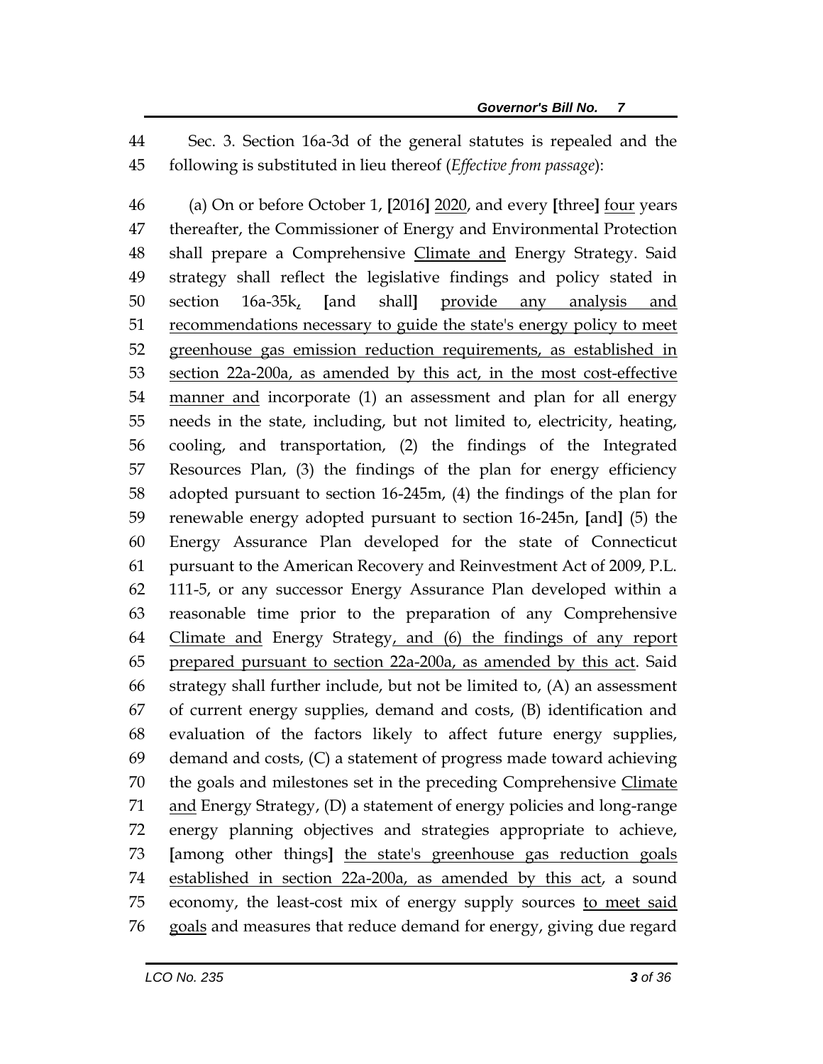44 Sec. 3. Section 16a-3d of the general statutes is repealed and the
45 following is substituted in lieu thereof (*Effective from passage*):

46 (a) On or before October 1, [2016] <u>2020</u>, and every [three] <u>four</u> years
47 thereafter, the Commissioner of Energy and Environmental Protection
48 shall prepare a Comprehensive <u>Climate and</u> Energy Strategy. Said
49 strategy shall reflect the legislative findings and policy stated in
50 section 16a-35k<u>,</u> [and shall] <u>provide any analysis and</u>
51 <u>recommendations necessary to guide the state's energy policy to meet</u>
52 <u>greenhouse gas emission reduction requirements, as established in</u>
53 <u>section 22a-200a, as amended by this act, in the most cost-effective</u>
54 <u>manner and</u> incorporate (1) an assessment and plan for all energy
55 needs in the state, including, but not limited to, electricity, heating,
56 cooling, and transportation, (2) the findings of the Integrated
57 Resources Plan, (3) the findings of the plan for energy efficiency
58 adopted pursuant to section 16-245m, (4) the findings of the plan for
59 renewable energy adopted pursuant to section 16-245n, [and] (5) the
60 Energy Assurance Plan developed for the state of Connecticut
61 pursuant to the American Recovery and Reinvestment Act of 2009, P.L.
62 111-5, or any successor Energy Assurance Plan developed within a
63 reasonable time prior to the preparation of any Comprehensive
64 <u>Climate and</u> Energy Strategy<u>, and (6) the findings of any report</u>
65 <u>prepared pursuant to section 22a-200a, as amended by this act</u>. Said
66 strategy shall further include, but not be limited to, (A) an assessment
67 of current energy supplies, demand and costs, (B) identification and
68 evaluation of the factors likely to affect future energy supplies,
69 demand and costs, (C) a statement of progress made toward achieving
70 the goals and milestones set in the preceding Comprehensive <u>Climate</u>
71 <u>and</u> Energy Strategy, (D) a statement of energy policies and long-range
72 energy planning objectives and strategies appropriate to achieve,
73 [among other things] <u>the state's greenhouse gas reduction goals</u>
74 <u>established in section 22a-200a, as amended by this act</u>, a sound
75 economy, the least-cost mix of energy supply sources <u>to meet said</u>
76 <u>goals</u> and measures that reduce demand for energy, giving due regard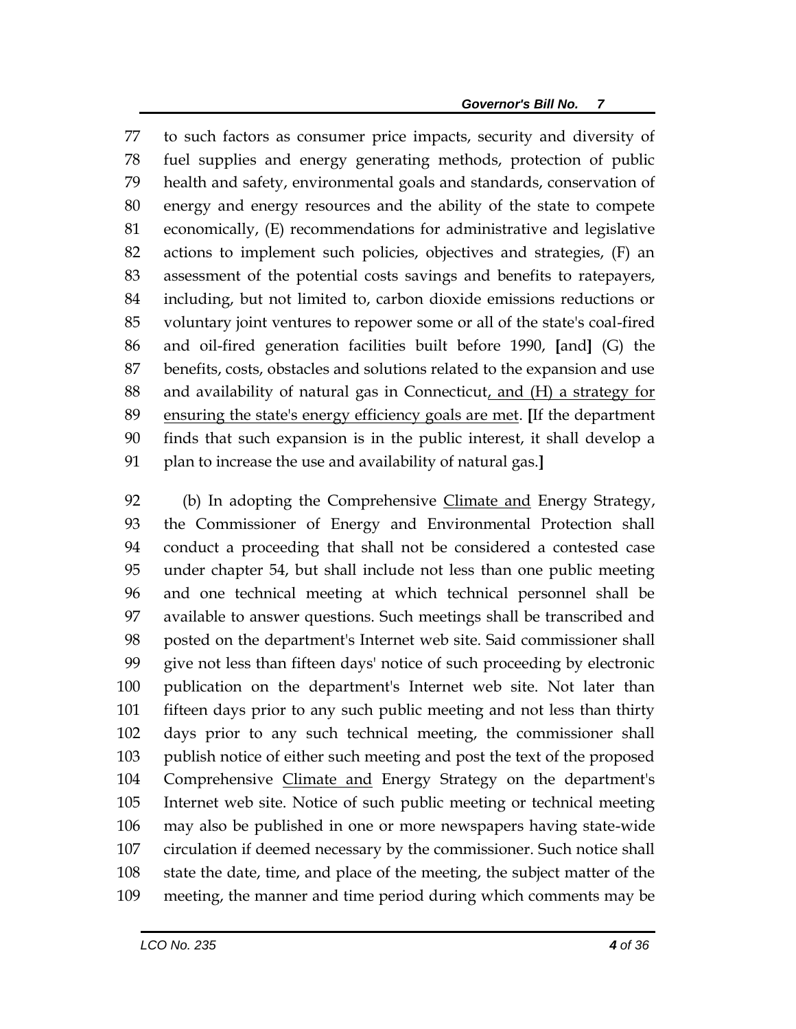to such factors as consumer price impacts, security and diversity of fuel supplies and energy generating methods, protection of public health and safety, environmental goals and standards, conservation of energy and energy resources and the ability of the state to compete economically, (E) recommendations for administrative and legislative actions to implement such policies, objectives and strategies, (F) an assessment of the potential costs savings and benefits to ratepayers, including, but not limited to, carbon dioxide emissions reductions or voluntary joint ventures to repower some or all of the state's coal-fired and oil-fired generation facilities built before 1990, **[**and**]** (G) the benefits, costs, obstacles and solutions related to the expansion and use and availability of natural gas in Connecticut, and (H) a strategy for ensuring the state's energy efficiency goals are met. **[**If the department finds that such expansion is in the public interest, it shall develop a plan to increase the use and availability of natural gas.**]**

(b) In adopting the Comprehensive Climate and Energy Strategy, the Commissioner of Energy and Environmental Protection shall conduct a proceeding that shall not be considered a contested case under chapter 54, but shall include not less than one public meeting and one technical meeting at which technical personnel shall be available to answer questions. Such meetings shall be transcribed and posted on the department's Internet web site. Said commissioner shall give not less than fifteen days' notice of such proceeding by electronic publication on the department's Internet web site. Not later than fifteen days prior to any such public meeting and not less than thirty days prior to any such technical meeting, the commissioner shall publish notice of either such meeting and post the text of the proposed Comprehensive Climate and Energy Strategy on the department's Internet web site. Notice of such public meeting or technical meeting may also be published in one or more newspapers having state-wide circulation if deemed necessary by the commissioner. Such notice shall state the date, time, and place of the meeting, the subject matter of the meeting, the manner and time period during which comments may be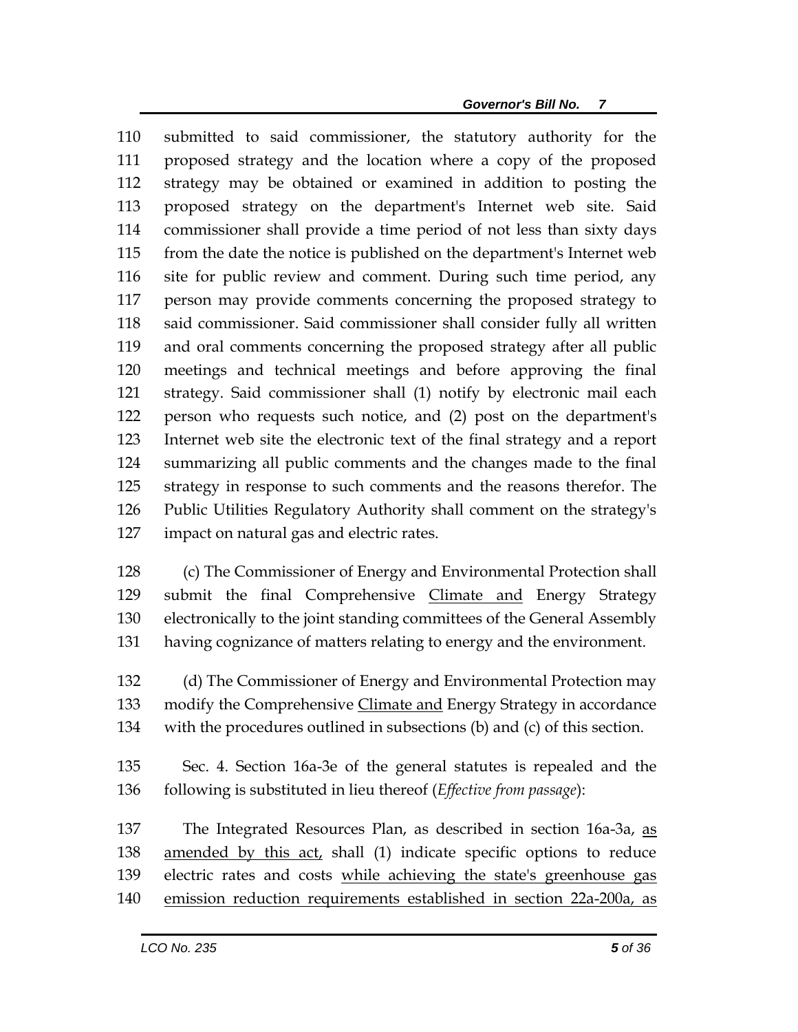submitted to said commissioner, the statutory authority for the proposed strategy and the location where a copy of the proposed strategy may be obtained or examined in addition to posting the proposed strategy on the department's Internet web site. Said commissioner shall provide a time period of not less than sixty days from the date the notice is published on the department's Internet web site for public review and comment. During such time period, any person may provide comments concerning the proposed strategy to said commissioner. Said commissioner shall consider fully all written and oral comments concerning the proposed strategy after all public meetings and technical meetings and before approving the final strategy. Said commissioner shall (1) notify by electronic mail each person who requests such notice, and (2) post on the department's Internet web site the electronic text of the final strategy and a report summarizing all public comments and the changes made to the final strategy in response to such comments and the reasons therefor. The Public Utilities Regulatory Authority shall comment on the strategy's impact on natural gas and electric rates.

(c) The Commissioner of Energy and Environmental Protection shall submit the final Comprehensive <u>Climate and</u> Energy Strategy electronically to the joint standing committees of the General Assembly having cognizance of matters relating to energy and the environment.

(d) The Commissioner of Energy and Environmental Protection may modify the Comprehensive <u>Climate and</u> Energy Strategy in accordance with the procedures outlined in subsections (b) and (c) of this section.

Sec. 4. Section 16a-3e of the general statutes is repealed and the following is substituted in lieu thereof (*Effective from passage*):

The Integrated Resources Plan, as described in section 16a-3a, <u>as amended by this act,</u> shall (1) indicate specific options to reduce electric rates and costs <u>while achieving the state's greenhouse gas emission reduction requirements established in section 22a-200a, as</u>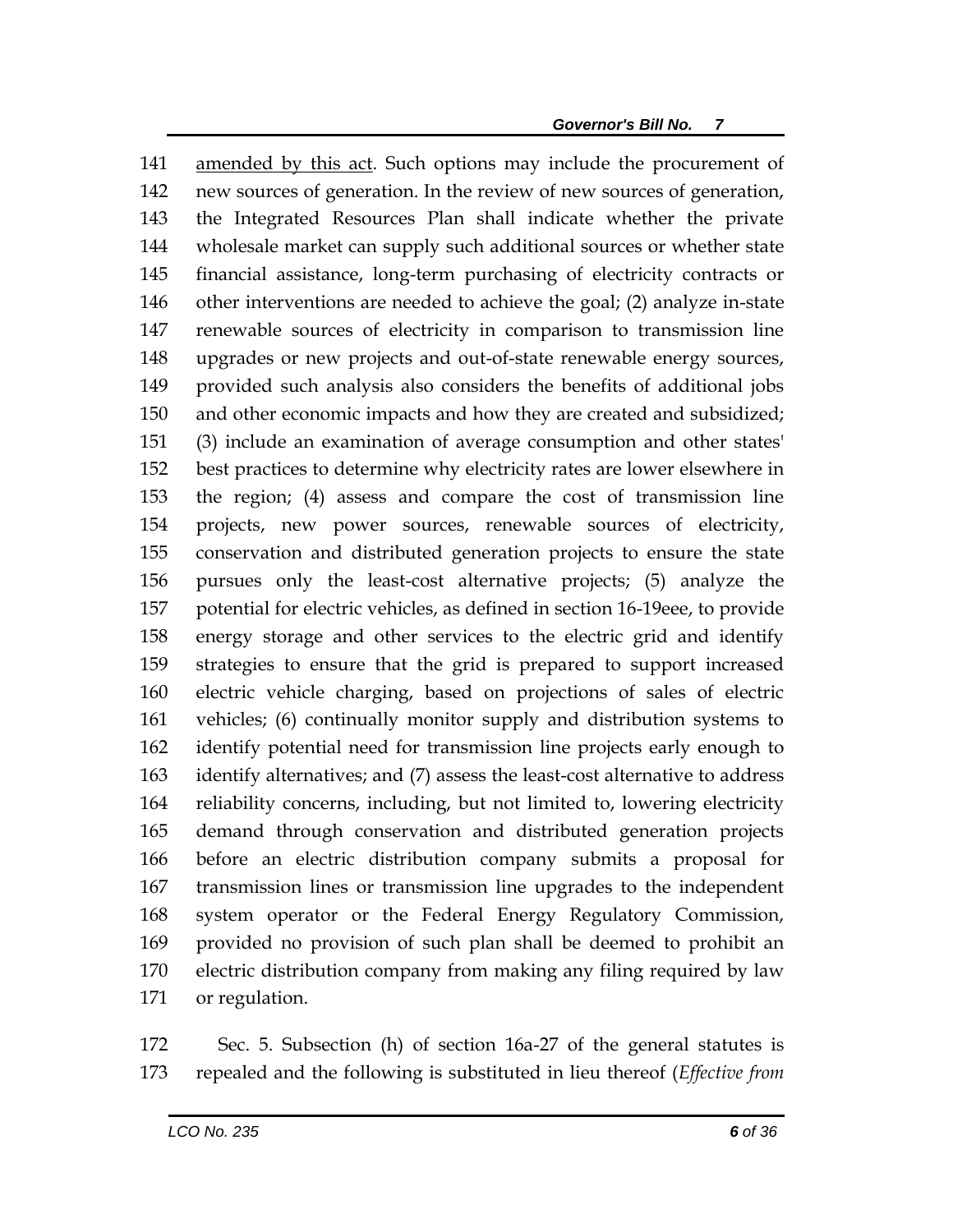141 <u>amended by this act</u>. Such options may include the procurement of
142 new sources of generation. In the review of new sources of generation,
143 the Integrated Resources Plan shall indicate whether the private
144 wholesale market can supply such additional sources or whether state
145 financial assistance, long-term purchasing of electricity contracts or
146 other interventions are needed to achieve the goal; (2) analyze in-state
147 renewable sources of electricity in comparison to transmission line
148 upgrades or new projects and out-of-state renewable energy sources,
149 provided such analysis also considers the benefits of additional jobs
150 and other economic impacts and how they are created and subsidized;
151 (3) include an examination of average consumption and other states'
152 best practices to determine why electricity rates are lower elsewhere in
153 the region; (4) assess and compare the cost of transmission line
154 projects, new power sources, renewable sources of electricity,
155 conservation and distributed generation projects to ensure the state
156 pursues only the least-cost alternative projects; (5) analyze the
157 potential for electric vehicles, as defined in section 16-19eee, to provide
158 energy storage and other services to the electric grid and identify
159 strategies to ensure that the grid is prepared to support increased
160 electric vehicle charging, based on projections of sales of electric
161 vehicles; (6) continually monitor supply and distribution systems to
162 identify potential need for transmission line projects early enough to
163 identify alternatives; and (7) assess the least-cost alternative to address
164 reliability concerns, including, but not limited to, lowering electricity
165 demand through conservation and distributed generation projects
166 before an electric distribution company submits a proposal for
167 transmission lines or transmission line upgrades to the independent
168 system operator or the Federal Energy Regulatory Commission,
169 provided no provision of such plan shall be deemed to prohibit an
170 electric distribution company from making any filing required by law
171 or regulation.

172 Sec. 5. Subsection (h) of section 16a-27 of the general statutes is
173 repealed and the following is substituted in lieu thereof (*Effective from*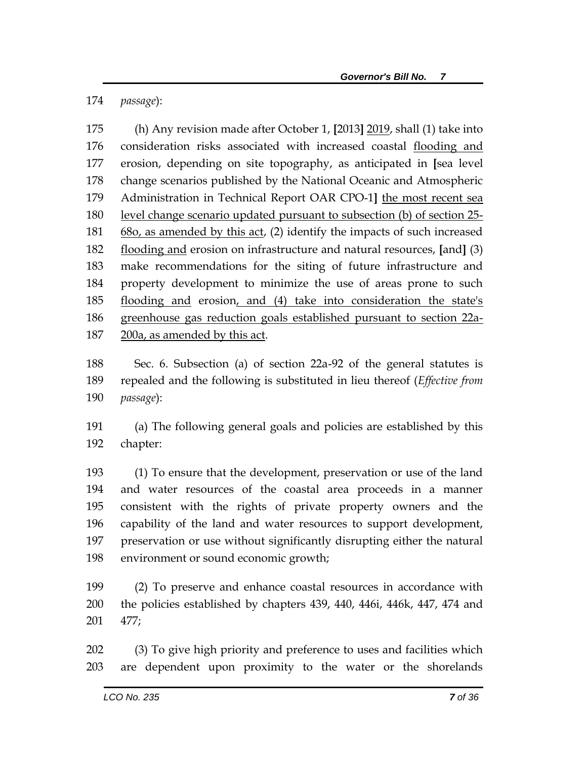*passage*):

(h) Any revision made after October 1, [2013] <u>2019</u>, shall (1) take into consideration risks associated with increased coastal <u>flooding and</u> erosion, depending on site topography, as anticipated in [sea level change scenarios published by the National Oceanic and Atmospheric Administration in Technical Report OAR CPO-1] <u>the most recent sea level change scenario updated pursuant to subsection (b) of section 25-68o, as amended by this act</u>, (2) identify the impacts of such increased <u>flooding and</u> erosion on infrastructure and natural resources, [and] (3) make recommendations for the siting of future infrastructure and property development to minimize the use of areas prone to such <u>flooding and</u> erosion<u>, and (4) take into consideration the state's greenhouse gas reduction goals established pursuant to section 22a-200a, as amended by this act</u>.

Sec. 6. Subsection (a) of section 22a-92 of the general statutes is repealed and the following is substituted in lieu thereof (*Effective from passage*):

(a) The following general goals and policies are established by this chapter:

(1) To ensure that the development, preservation or use of the land and water resources of the coastal area proceeds in a manner consistent with the rights of private property owners and the capability of the land and water resources to support development, preservation or use without significantly disrupting either the natural environment or sound economic growth;

(2) To preserve and enhance coastal resources in accordance with the policies established by chapters 439, 440, 446i, 446k, 447, 474 and 477;

(3) To give high priority and preference to uses and facilities which are dependent upon proximity to the water or the shorelands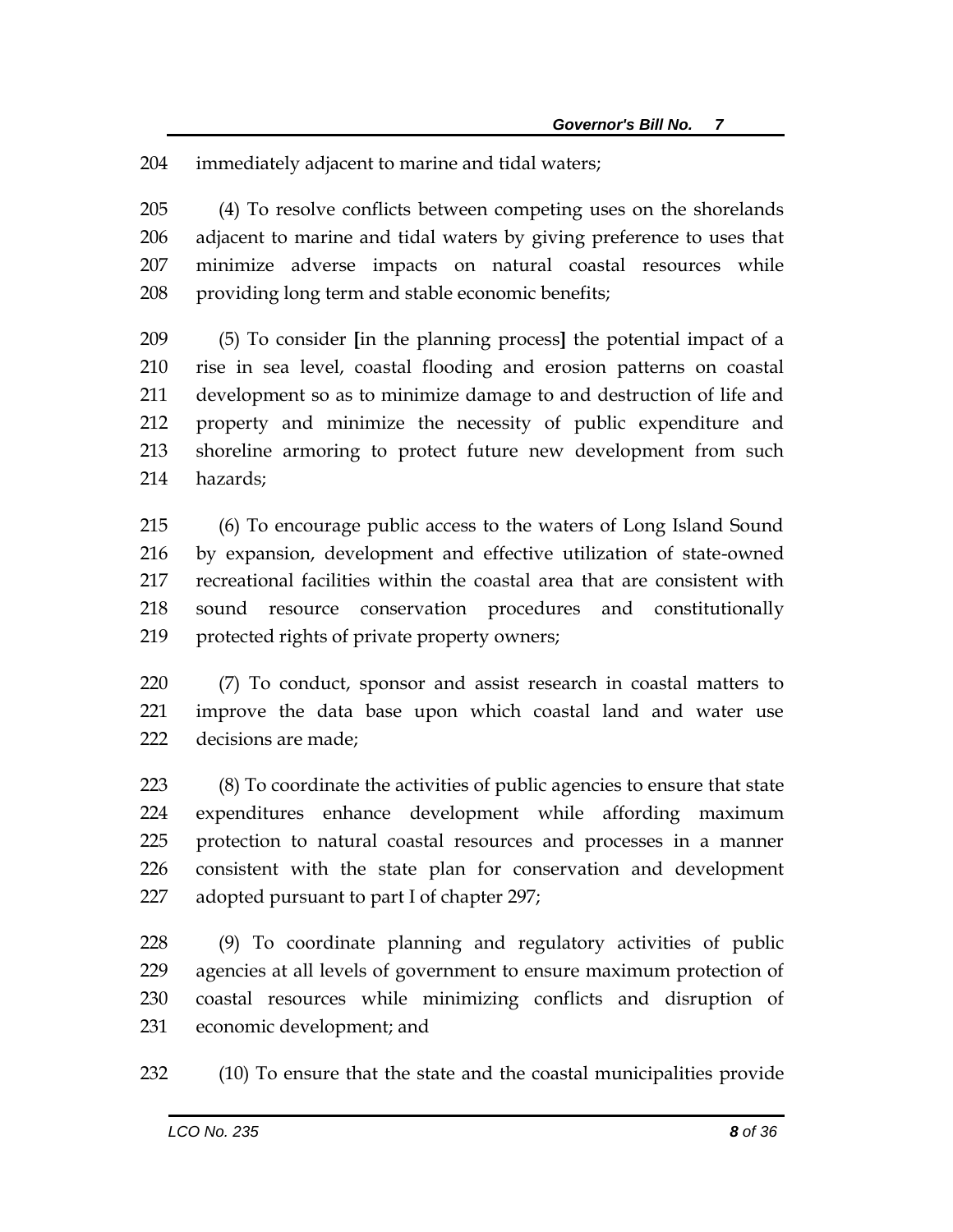immediately adjacent to marine and tidal waters;

(4) To resolve conflicts between competing uses on the shorelands adjacent to marine and tidal waters by giving preference to uses that minimize adverse impacts on natural coastal resources while providing long term and stable economic benefits;

(5) To consider **[**in the planning process**]** the potential impact of a rise in sea level, coastal flooding and erosion patterns on coastal development so as to minimize damage to and destruction of life and property and minimize the necessity of public expenditure and shoreline armoring to protect future new development from such hazards;

(6) To encourage public access to the waters of Long Island Sound by expansion, development and effective utilization of state-owned recreational facilities within the coastal area that are consistent with sound resource conservation procedures and constitutionally protected rights of private property owners;

(7) To conduct, sponsor and assist research in coastal matters to improve the data base upon which coastal land and water use decisions are made;

(8) To coordinate the activities of public agencies to ensure that state expenditures enhance development while affording maximum protection to natural coastal resources and processes in a manner consistent with the state plan for conservation and development adopted pursuant to part I of chapter 297;

(9) To coordinate planning and regulatory activities of public agencies at all levels of government to ensure maximum protection of coastal resources while minimizing conflicts and disruption of economic development; and

(10) To ensure that the state and the coastal municipalities provide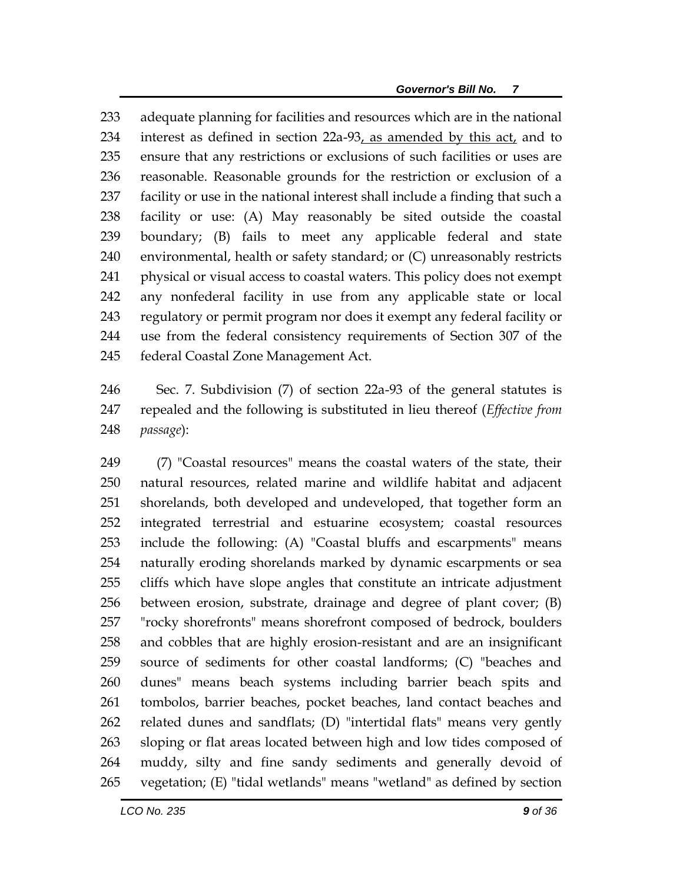adequate planning for facilities and resources which are in the national interest as defined in section 22a-93, as amended by this act, and to ensure that any restrictions or exclusions of such facilities or uses are reasonable. Reasonable grounds for the restriction or exclusion of a facility or use in the national interest shall include a finding that such a facility or use: (A) May reasonably be sited outside the coastal boundary; (B) fails to meet any applicable federal and state environmental, health or safety standard; or (C) unreasonably restricts physical or visual access to coastal waters. This policy does not exempt any nonfederal facility in use from any applicable state or local regulatory or permit program nor does it exempt any federal facility or use from the federal consistency requirements of Section 307 of the federal Coastal Zone Management Act.

Sec. 7. Subdivision (7) of section 22a-93 of the general statutes is repealed and the following is substituted in lieu thereof (*Effective from passage*):

(7) "Coastal resources" means the coastal waters of the state, their natural resources, related marine and wildlife habitat and adjacent shorelands, both developed and undeveloped, that together form an integrated terrestrial and estuarine ecosystem; coastal resources include the following: (A) "Coastal bluffs and escarpments" means naturally eroding shorelands marked by dynamic escarpments or sea cliffs which have slope angles that constitute an intricate adjustment between erosion, substrate, drainage and degree of plant cover; (B) "rocky shorefronts" means shorefront composed of bedrock, boulders and cobbles that are highly erosion-resistant and are an insignificant source of sediments for other coastal landforms; (C) "beaches and dunes" means beach systems including barrier beach spits and tombolos, barrier beaches, pocket beaches, land contact beaches and related dunes and sandflats; (D) "intertidal flats" means very gently sloping or flat areas located between high and low tides composed of muddy, silty and fine sandy sediments and generally devoid of vegetation; (E) "tidal wetlands" means "wetland" as defined by section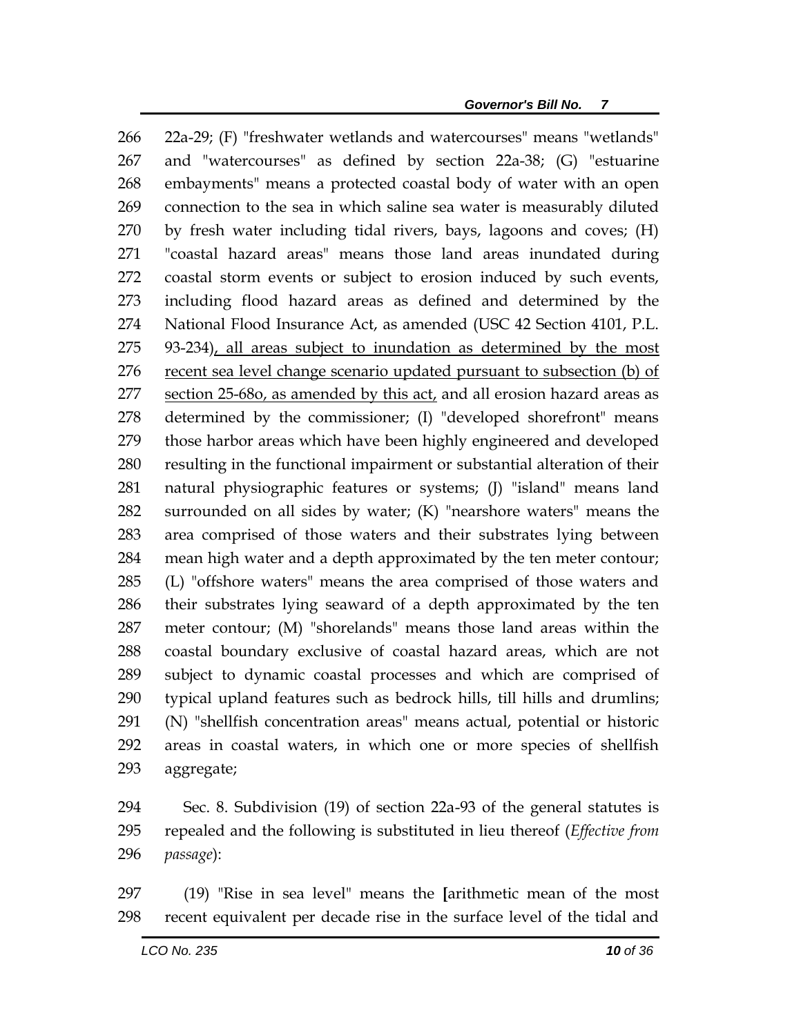22a-29; (F) "freshwater wetlands and watercourses" means "wetlands" and "watercourses" as defined by section 22a-38; (G) "estuarine embayments" means a protected coastal body of water with an open connection to the sea in which saline sea water is measurably diluted by fresh water including tidal rivers, bays, lagoons and coves; (H) "coastal hazard areas" means those land areas inundated during coastal storm events or subject to erosion induced by such events, including flood hazard areas as defined and determined by the National Flood Insurance Act, as amended (USC 42 Section 4101, P.L. 93-234)<u>, all areas subject to inundation as determined by the most recent sea level change scenario updated pursuant to subsection (b) of section 25-68o, as amended by this act,</u> and all erosion hazard areas as determined by the commissioner; (I) "developed shorefront" means those harbor areas which have been highly engineered and developed resulting in the functional impairment or substantial alteration of their natural physiographic features or systems; (J) "island" means land surrounded on all sides by water; (K) "nearshore waters" means the area comprised of those waters and their substrates lying between mean high water and a depth approximated by the ten meter contour; (L) "offshore waters" means the area comprised of those waters and their substrates lying seaward of a depth approximated by the ten meter contour; (M) "shorelands" means those land areas within the coastal boundary exclusive of coastal hazard areas, which are not subject to dynamic coastal processes and which are comprised of typical upland features such as bedrock hills, till hills and drumlins; (N) "shellfish concentration areas" means actual, potential or historic areas in coastal waters, in which one or more species of shellfish aggregate;

Sec. 8. Subdivision (19) of section 22a-93 of the general statutes is repealed and the following is substituted in lieu thereof (*Effective from passage*):

(19) "Rise in sea level" means the **[**arithmetic mean of the most recent equivalent per decade rise in the surface level of the tidal and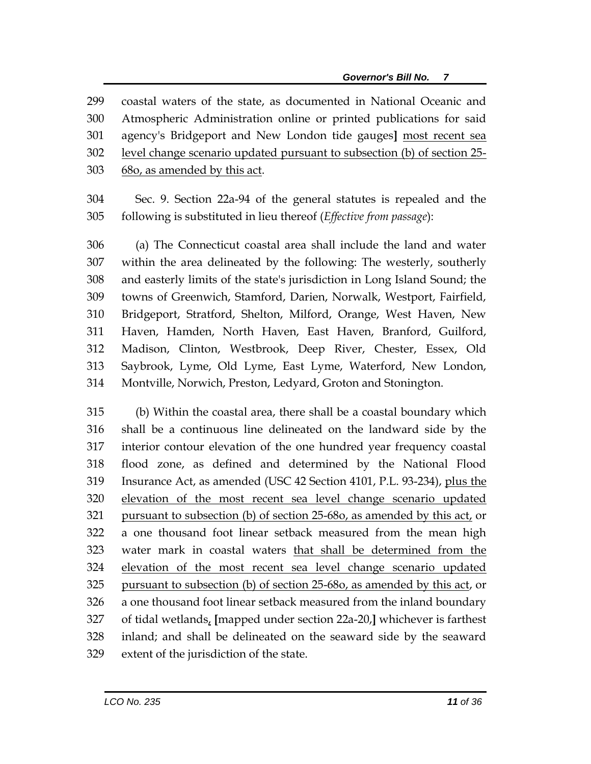coastal waters of the state, as documented in National Oceanic and Atmospheric Administration online or printed publications for said agency's Bridgeport and New London tide gauges] most recent sea level change scenario updated pursuant to subsection (b) of section 25-68o, as amended by this act.

Sec. 9. Section 22a-94 of the general statutes is repealed and the following is substituted in lieu thereof (*Effective from passage*):

(a) The Connecticut coastal area shall include the land and water within the area delineated by the following: The westerly, southerly and easterly limits of the state's jurisdiction in Long Island Sound; the towns of Greenwich, Stamford, Darien, Norwalk, Westport, Fairfield, Bridgeport, Stratford, Shelton, Milford, Orange, West Haven, New Haven, Hamden, North Haven, East Haven, Branford, Guilford, Madison, Clinton, Westbrook, Deep River, Chester, Essex, Old Saybrook, Lyme, Old Lyme, East Lyme, Waterford, New London, Montville, Norwich, Preston, Ledyard, Groton and Stonington.

(b) Within the coastal area, there shall be a coastal boundary which shall be a continuous line delineated on the landward side by the interior contour elevation of the one hundred year frequency coastal flood zone, as defined and determined by the National Flood Insurance Act, as amended (USC 42 Section 4101, P.L. 93-234), plus the elevation of the most recent sea level change scenario updated pursuant to subsection (b) of section 25-68o, as amended by this act, or a one thousand foot linear setback measured from the mean high water mark in coastal waters that shall be determined from the elevation of the most recent sea level change scenario updated pursuant to subsection (b) of section 25-68o, as amended by this act, or a one thousand foot linear setback measured from the inland boundary of tidal wetlands, [mapped under section 22a-20,] whichever is farthest inland; and shall be delineated on the seaward side by the seaward extent of the jurisdiction of the state.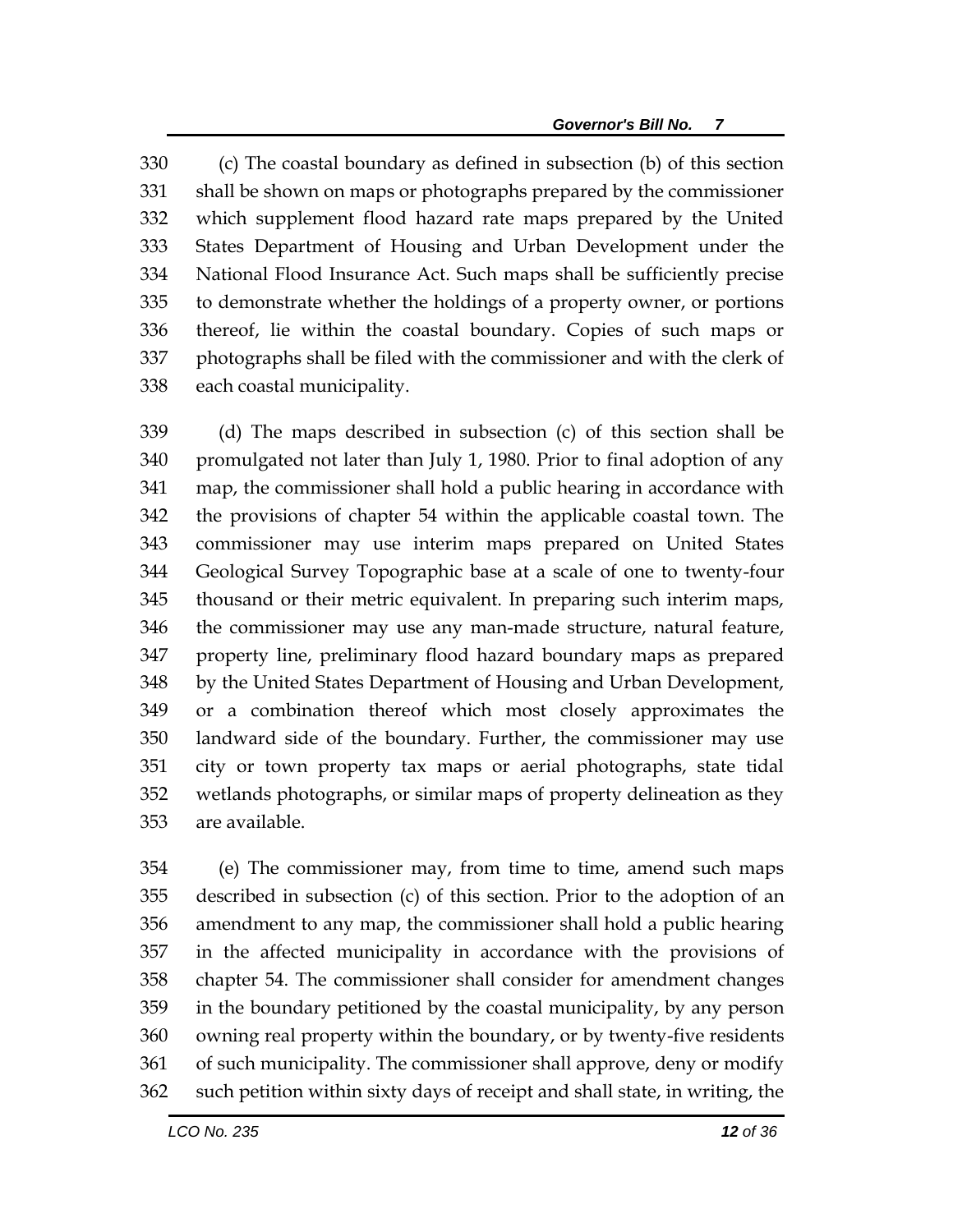(c) The coastal boundary as defined in subsection (b) of this section shall be shown on maps or photographs prepared by the commissioner which supplement flood hazard rate maps prepared by the United States Department of Housing and Urban Development under the National Flood Insurance Act. Such maps shall be sufficiently precise to demonstrate whether the holdings of a property owner, or portions thereof, lie within the coastal boundary. Copies of such maps or photographs shall be filed with the commissioner and with the clerk of each coastal municipality.

(d) The maps described in subsection (c) of this section shall be promulgated not later than July 1, 1980. Prior to final adoption of any map, the commissioner shall hold a public hearing in accordance with the provisions of chapter 54 within the applicable coastal town. The commissioner may use interim maps prepared on United States Geological Survey Topographic base at a scale of one to twenty-four thousand or their metric equivalent. In preparing such interim maps, the commissioner may use any man-made structure, natural feature, property line, preliminary flood hazard boundary maps as prepared by the United States Department of Housing and Urban Development, or a combination thereof which most closely approximates the landward side of the boundary. Further, the commissioner may use city or town property tax maps or aerial photographs, state tidal wetlands photographs, or similar maps of property delineation as they are available.

(e) The commissioner may, from time to time, amend such maps described in subsection (c) of this section. Prior to the adoption of an amendment to any map, the commissioner shall hold a public hearing in the affected municipality in accordance with the provisions of chapter 54. The commissioner shall consider for amendment changes in the boundary petitioned by the coastal municipality, by any person owning real property within the boundary, or by twenty-five residents of such municipality. The commissioner shall approve, deny or modify such petition within sixty days of receipt and shall state, in writing, the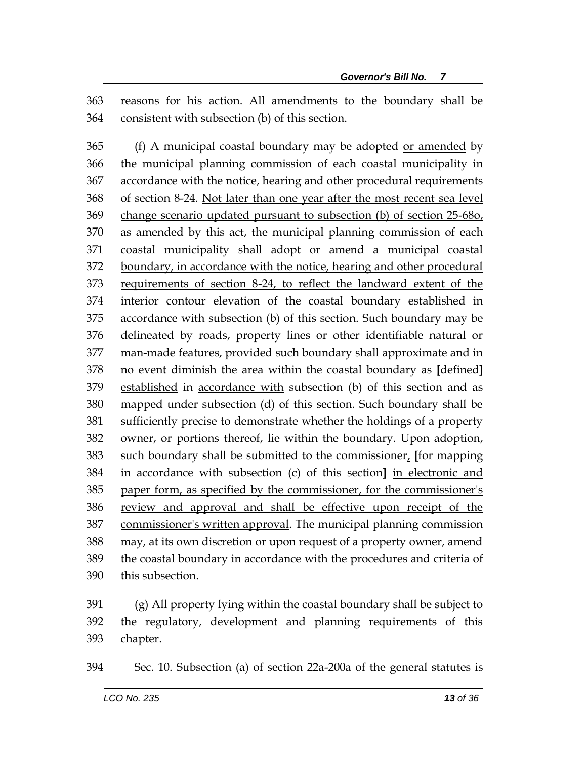reasons for his action. All amendments to the boundary shall be consistent with subsection (b) of this section.

(f) A municipal coastal boundary may be adopted or amended by the municipal planning commission of each coastal municipality in accordance with the notice, hearing and other procedural requirements of section 8-24. Not later than one year after the most recent sea level change scenario updated pursuant to subsection (b) of section 25-68o, as amended by this act, the municipal planning commission of each coastal municipality shall adopt or amend a municipal coastal boundary, in accordance with the notice, hearing and other procedural requirements of section 8-24, to reflect the landward extent of the interior contour elevation of the coastal boundary established in accordance with subsection (b) of this section. Such boundary may be delineated by roads, property lines or other identifiable natural or man-made features, provided such boundary shall approximate and in no event diminish the area within the coastal boundary as **[**defined**]** established in accordance with subsection (b) of this section and as mapped under subsection (d) of this section. Such boundary shall be sufficiently precise to demonstrate whether the holdings of a property owner, or portions thereof, lie within the boundary. Upon adoption, such boundary shall be submitted to the commissioner, **[**for mapping in accordance with subsection (c) of this section**]** in electronic and paper form, as specified by the commissioner, for the commissioner's review and approval and shall be effective upon receipt of the commissioner's written approval. The municipal planning commission may, at its own discretion or upon request of a property owner, amend the coastal boundary in accordance with the procedures and criteria of this subsection.

(g) All property lying within the coastal boundary shall be subject to the regulatory, development and planning requirements of this chapter.

Sec. 10. Subsection (a) of section 22a-200a of the general statutes is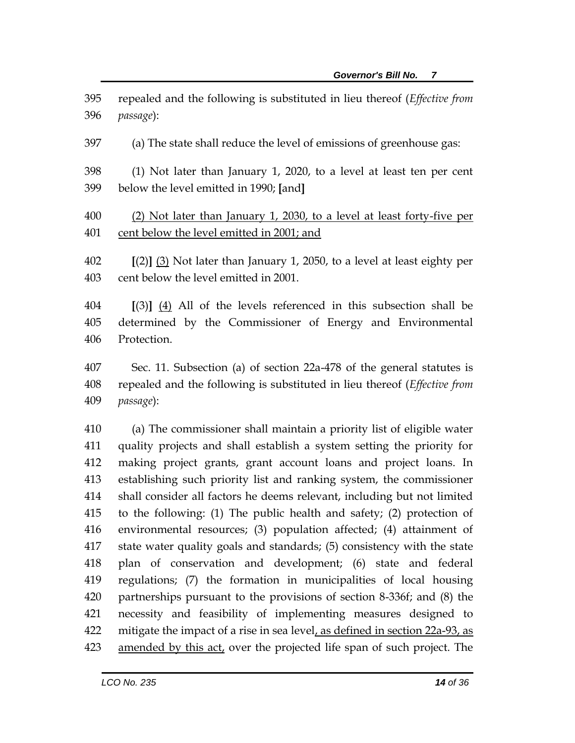395 repealed and the following is substituted in lieu thereof (*Effective from* 396 *passage*):

397 (a) The state shall reduce the level of emissions of greenhouse gas:

398 (1) Not later than January 1, 2020, to a level at least ten per cent 399 below the level emitted in 1990; **[**and**]**

400 <u>(2) Not later than January 1, 2030, to a level at least forty-five per</u> 401 <u>cent below the level emitted in 2001; and</u>

402 **[**(2)**]** <u>(3)</u> Not later than January 1, 2050, to a level at least eighty per 403 cent below the level emitted in 2001.

404 **[**(3)**]** <u>(4)</u> All of the levels referenced in this subsection shall be 405 determined by the Commissioner of Energy and Environmental 406 Protection.

407 Sec. 11. Subsection (a) of section 22a-478 of the general statutes is 408 repealed and the following is substituted in lieu thereof (*Effective from* 409 *passage*):

410 (a) The commissioner shall maintain a priority list of eligible water 411 quality projects and shall establish a system setting the priority for 412 making project grants, grant account loans and project loans. In 413 establishing such priority list and ranking system, the commissioner 414 shall consider all factors he deems relevant, including but not limited 415 to the following: (1) The public health and safety; (2) protection of 416 environmental resources; (3) population affected; (4) attainment of 417 state water quality goals and standards; (5) consistency with the state 418 plan of conservation and development; (6) state and federal 419 regulations; (7) the formation in municipalities of local housing 420 partnerships pursuant to the provisions of section 8-336f; and (8) the 421 necessity and feasibility of implementing measures designed to 422 mitigate the impact of a rise in sea level<u>, as defined in section 22a-93, as</u> 423 <u>amended by this act,</u> over the projected life span of such project. The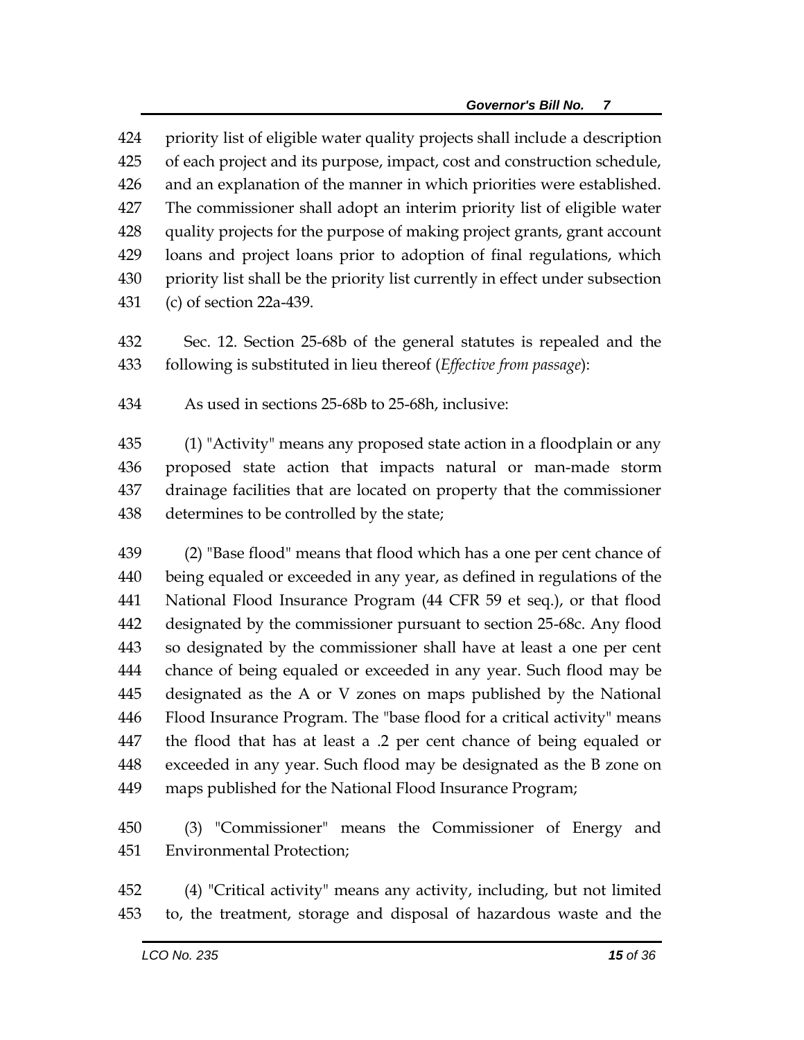priority list of eligible water quality projects shall include a description of each project and its purpose, impact, cost and construction schedule, and an explanation of the manner in which priorities were established. The commissioner shall adopt an interim priority list of eligible water quality projects for the purpose of making project grants, grant account loans and project loans prior to adoption of final regulations, which priority list shall be the priority list currently in effect under subsection (c) of section 22a-439.

Sec. 12. Section 25-68b of the general statutes is repealed and the following is substituted in lieu thereof (*Effective from passage*):

As used in sections 25-68b to 25-68h, inclusive:

(1) "Activity" means any proposed state action in a floodplain or any proposed state action that impacts natural or man-made storm drainage facilities that are located on property that the commissioner determines to be controlled by the state;

(2) "Base flood" means that flood which has a one per cent chance of being equaled or exceeded in any year, as defined in regulations of the National Flood Insurance Program (44 CFR 59 et seq.), or that flood designated by the commissioner pursuant to section 25-68c. Any flood so designated by the commissioner shall have at least a one per cent chance of being equaled or exceeded in any year. Such flood may be designated as the A or V zones on maps published by the National Flood Insurance Program. The "base flood for a critical activity" means the flood that has at least a .2 per cent chance of being equaled or exceeded in any year. Such flood may be designated as the B zone on maps published for the National Flood Insurance Program;

(3) "Commissioner" means the Commissioner of Energy and Environmental Protection;

(4) "Critical activity" means any activity, including, but not limited to, the treatment, storage and disposal of hazardous waste and the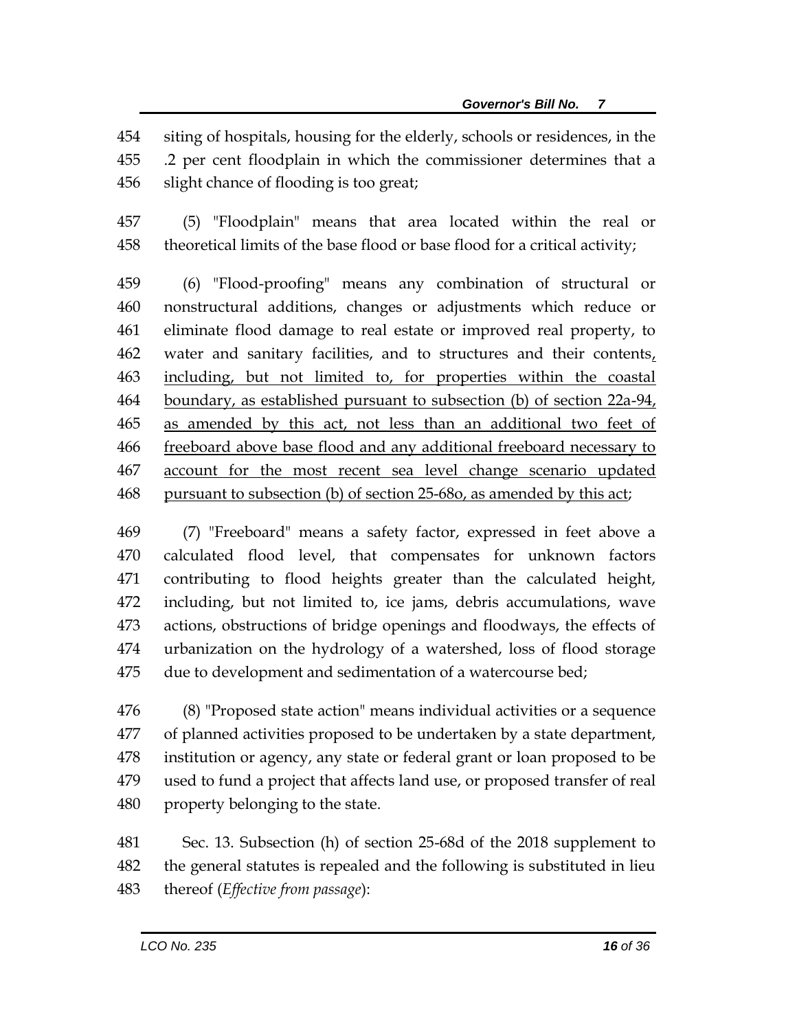454 siting of hospitals, housing for the elderly, schools or residences, in the
455 .2 per cent floodplain in which the commissioner determines that a
456 slight chance of flooding is too great;

457 (5) "Floodplain" means that area located within the real or
458 theoretical limits of the base flood or base flood for a critical activity;

459 (6) "Flood-proofing" means any combination of structural or
460 nonstructural additions, changes or adjustments which reduce or
461 eliminate flood damage to real estate or improved real property, to
462 water and sanitary facilities, and to structures and their contents<u>,</u>
463 <u>including, but not limited to, for properties within the coastal</u>
464 <u>boundary, as established pursuant to subsection (b) of section 22a-94,</u>
465 <u>as amended by this act, not less than an additional two feet of</u>
466 <u>freeboard above base flood and any additional freeboard necessary to</u>
467 <u>account for the most recent sea level change scenario updated</u>
468 <u>pursuant to subsection (b) of section 25-68o, as amended by this act</u>;

469 (7) "Freeboard" means a safety factor, expressed in feet above a
470 calculated flood level, that compensates for unknown factors
471 contributing to flood heights greater than the calculated height,
472 including, but not limited to, ice jams, debris accumulations, wave
473 actions, obstructions of bridge openings and floodways, the effects of
474 urbanization on the hydrology of a watershed, loss of flood storage
475 due to development and sedimentation of a watercourse bed;

476 (8) "Proposed state action" means individual activities or a sequence
477 of planned activities proposed to be undertaken by a state department,
478 institution or agency, any state or federal grant or loan proposed to be
479 used to fund a project that affects land use, or proposed transfer of real
480 property belonging to the state.

481 Sec. 13. Subsection (h) of section 25-68d of the 2018 supplement to
482 the general statutes is repealed and the following is substituted in lieu
483 thereof (*Effective from passage*):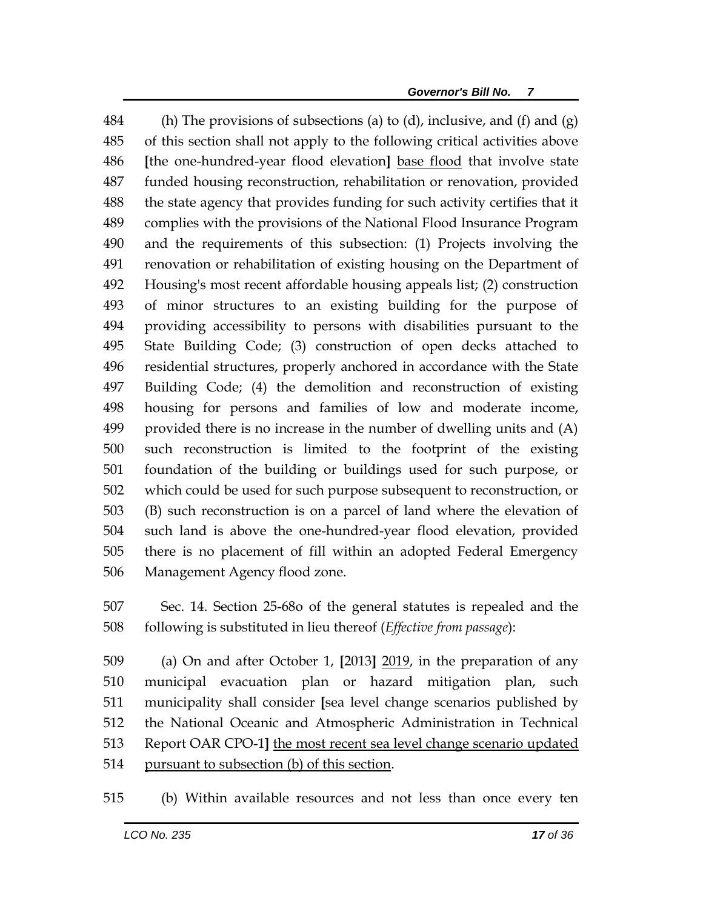(h) The provisions of subsections (a) to (d), inclusive, and (f) and (g) of this section shall not apply to the following critical activities above [the one-hundred-year flood elevation] <u>base flood</u> that involve state funded housing reconstruction, rehabilitation or renovation, provided the state agency that provides funding for such activity certifies that it complies with the provisions of the National Flood Insurance Program and the requirements of this subsection: (1) Projects involving the renovation or rehabilitation of existing housing on the Department of Housing's most recent affordable housing appeals list; (2) construction of minor structures to an existing building for the purpose of providing accessibility to persons with disabilities pursuant to the State Building Code; (3) construction of open decks attached to residential structures, properly anchored in accordance with the State Building Code; (4) the demolition and reconstruction of existing housing for persons and families of low and moderate income, provided there is no increase in the number of dwelling units and (A) such reconstruction is limited to the footprint of the existing foundation of the building or buildings used for such purpose, or which could be used for such purpose subsequent to reconstruction, or (B) such reconstruction is on a parcel of land where the elevation of such land is above the one-hundred-year flood elevation, provided there is no placement of fill within an adopted Federal Emergency Management Agency flood zone.

Sec. 14. Section 25-68o of the general statutes is repealed and the following is substituted in lieu thereof (*Effective from passage*):

(a) On and after October 1, [2013] <u>2019</u>, in the preparation of any municipal evacuation plan or hazard mitigation plan, such municipality shall consider [sea level change scenarios published by the National Oceanic and Atmospheric Administration in Technical Report OAR CPO-1] <u>the most recent sea level change scenario updated pursuant to subsection (b) of this section</u>.

(b) Within available resources and not less than once every ten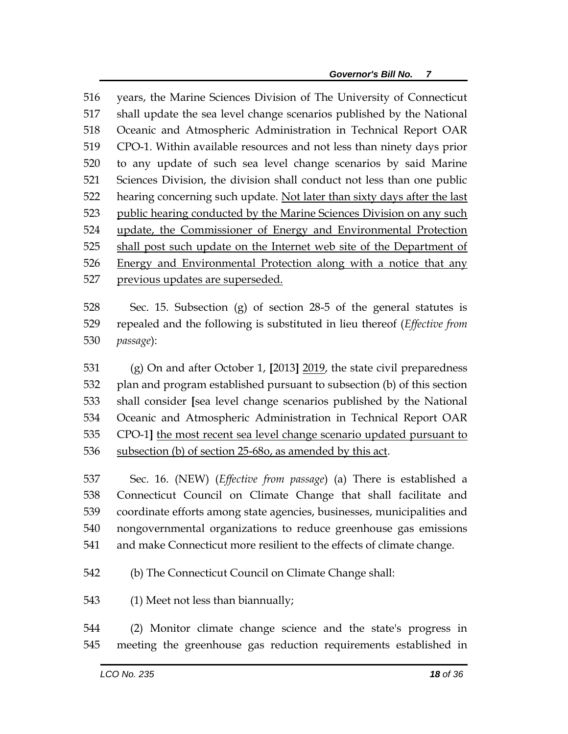years, the Marine Sciences Division of The University of Connecticut shall update the sea level change scenarios published by the National Oceanic and Atmospheric Administration in Technical Report OAR CPO-1. Within available resources and not less than ninety days prior to any update of such sea level change scenarios by said Marine Sciences Division, the division shall conduct not less than one public hearing concerning such update. <u>Not later than sixty days after the last public hearing conducted by the Marine Sciences Division on any such update, the Commissioner of Energy and Environmental Protection shall post such update on the Internet web site of the Department of Energy and Environmental Protection along with a notice that any previous updates are superseded.</u>

Sec. 15. Subsection (g) of section 28-5 of the general statutes is repealed and the following is substituted in lieu thereof (*Effective from passage*):

(g) On and after October 1, **[**2013**]** <u>2019</u>, the state civil preparedness plan and program established pursuant to subsection (b) of this section shall consider **[**sea level change scenarios published by the National Oceanic and Atmospheric Administration in Technical Report OAR CPO-1**]** <u>the most recent sea level change scenario updated pursuant to subsection (b) of section 25-68o, as amended by this act</u>.

Sec. 16. (NEW) (*Effective from passage*) (a) There is established a Connecticut Council on Climate Change that shall facilitate and coordinate efforts among state agencies, businesses, municipalities and nongovernmental organizations to reduce greenhouse gas emissions and make Connecticut more resilient to the effects of climate change.

(b) The Connecticut Council on Climate Change shall:

(1) Meet not less than biannually;

(2) Monitor climate change science and the state's progress in meeting the greenhouse gas reduction requirements established in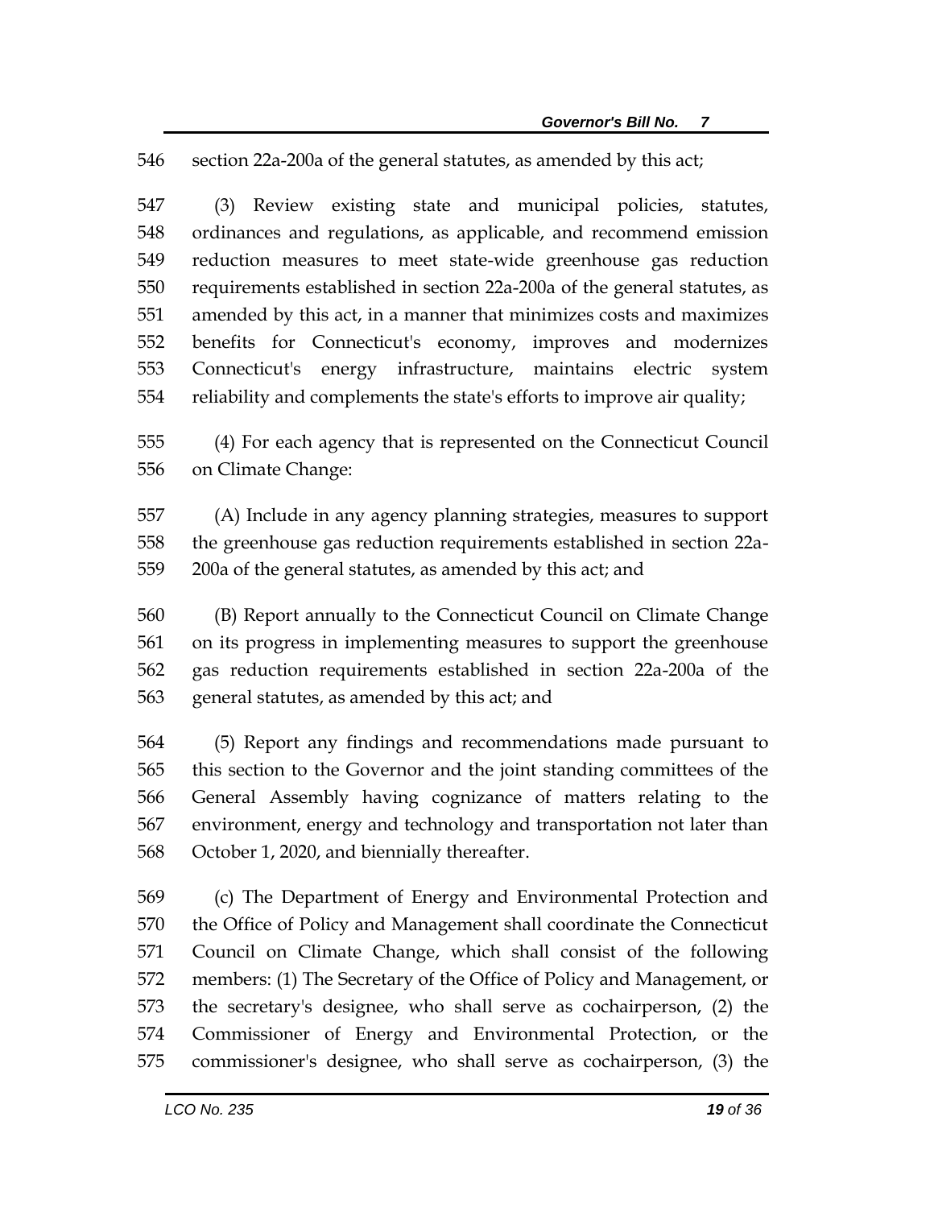section 22a-200a of the general statutes, as amended by this act;

(3) Review existing state and municipal policies, statutes, ordinances and regulations, as applicable, and recommend emission reduction measures to meet state-wide greenhouse gas reduction requirements established in section 22a-200a of the general statutes, as amended by this act, in a manner that minimizes costs and maximizes benefits for Connecticut's economy, improves and modernizes Connecticut's energy infrastructure, maintains electric system reliability and complements the state's efforts to improve air quality;

(4) For each agency that is represented on the Connecticut Council on Climate Change:

(A) Include in any agency planning strategies, measures to support the greenhouse gas reduction requirements established in section 22a-200a of the general statutes, as amended by this act; and

(B) Report annually to the Connecticut Council on Climate Change on its progress in implementing measures to support the greenhouse gas reduction requirements established in section 22a-200a of the general statutes, as amended by this act; and

(5) Report any findings and recommendations made pursuant to this section to the Governor and the joint standing committees of the General Assembly having cognizance of matters relating to the environment, energy and technology and transportation not later than October 1, 2020, and biennially thereafter.

(c) The Department of Energy and Environmental Protection and the Office of Policy and Management shall coordinate the Connecticut Council on Climate Change, which shall consist of the following members: (1) The Secretary of the Office of Policy and Management, or the secretary's designee, who shall serve as cochairperson, (2) the Commissioner of Energy and Environmental Protection, or the commissioner's designee, who shall serve as cochairperson, (3) the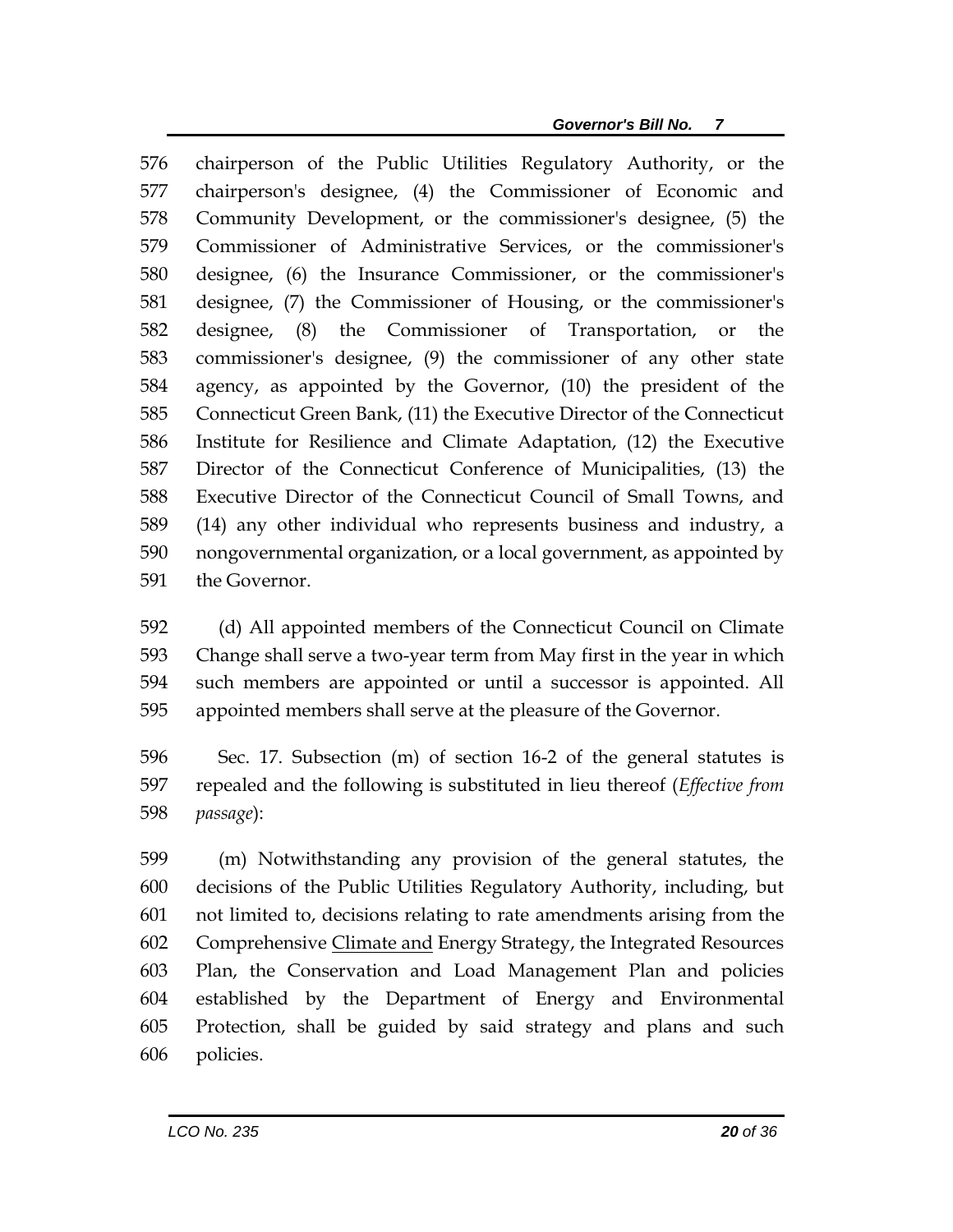576 chairperson of the Public Utilities Regulatory Authority, or the
577 chairperson's designee, (4) the Commissioner of Economic and
578 Community Development, or the commissioner's designee, (5) the
579 Commissioner of Administrative Services, or the commissioner's
580 designee, (6) the Insurance Commissioner, or the commissioner's
581 designee, (7) the Commissioner of Housing, or the commissioner's
582 designee, (8) the Commissioner of Transportation, or the
583 commissioner's designee, (9) the commissioner of any other state
584 agency, as appointed by the Governor, (10) the president of the
585 Connecticut Green Bank, (11) the Executive Director of the Connecticut
586 Institute for Resilience and Climate Adaptation, (12) the Executive
587 Director of the Connecticut Conference of Municipalities, (13) the
588 Executive Director of the Connecticut Council of Small Towns, and
589 (14) any other individual who represents business and industry, a
590 nongovernmental organization, or a local government, as appointed by
591 the Governor.

592 (d) All appointed members of the Connecticut Council on Climate
593 Change shall serve a two-year term from May first in the year in which
594 such members are appointed or until a successor is appointed. All
595 appointed members shall serve at the pleasure of the Governor.

596 Sec. 17. Subsection (m) of section 16-2 of the general statutes is
597 repealed and the following is substituted in lieu thereof (*Effective from*
598 *passage*):

599 (m) Notwithstanding any provision of the general statutes, the
600 decisions of the Public Utilities Regulatory Authority, including, but
601 not limited to, decisions relating to rate amendments arising from the
602 Comprehensive <u>Climate and</u> Energy Strategy, the Integrated Resources
603 Plan, the Conservation and Load Management Plan and policies
604 established by the Department of Energy and Environmental
605 Protection, shall be guided by said strategy and plans and such
606 policies.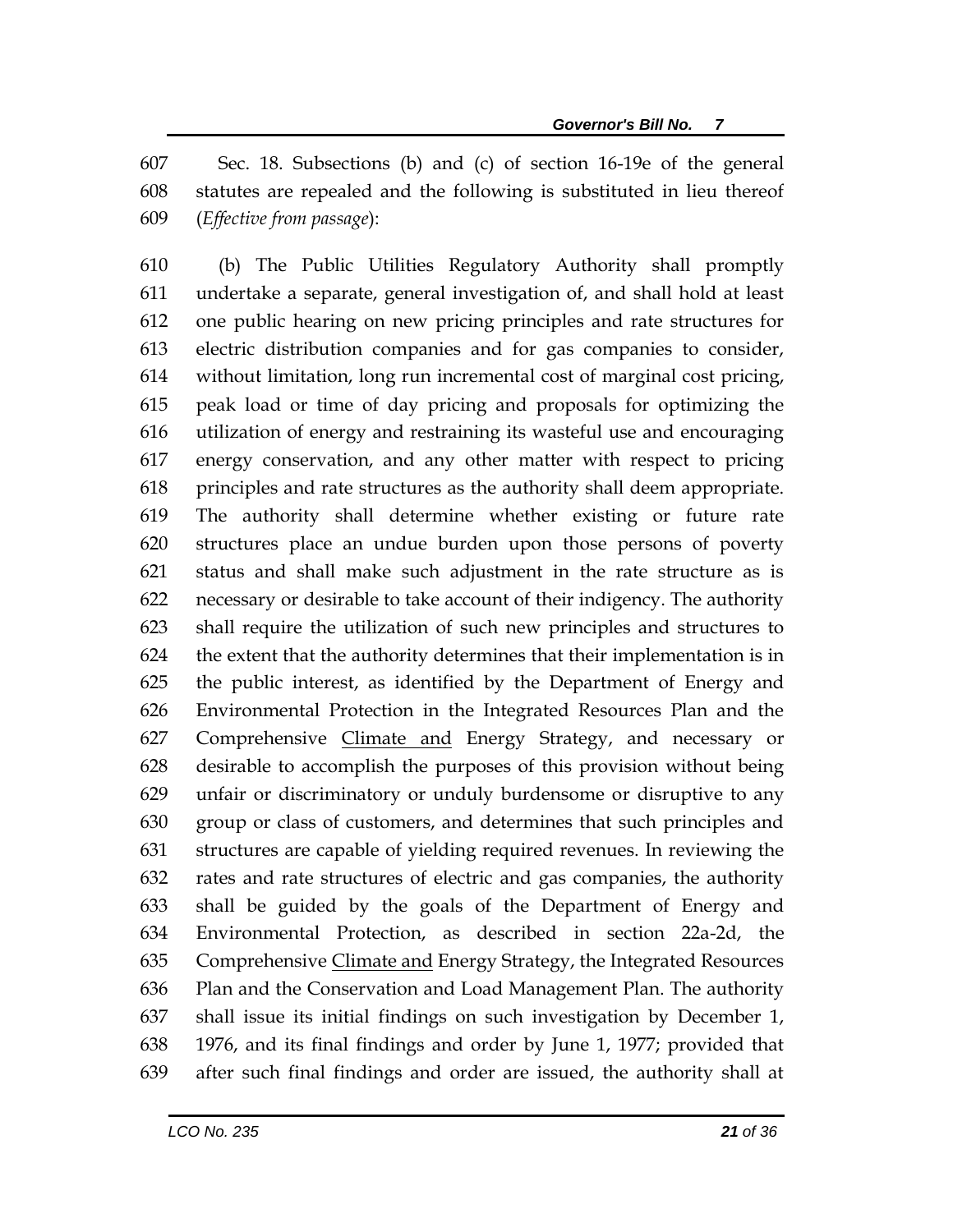Sec. 18. Subsections (b) and (c) of section 16-19e of the general statutes are repealed and the following is substituted in lieu thereof (*Effective from passage*):

(b) The Public Utilities Regulatory Authority shall promptly undertake a separate, general investigation of, and shall hold at least one public hearing on new pricing principles and rate structures for electric distribution companies and for gas companies to consider, without limitation, long run incremental cost of marginal cost pricing, peak load or time of day pricing and proposals for optimizing the utilization of energy and restraining its wasteful use and encouraging energy conservation, and any other matter with respect to pricing principles and rate structures as the authority shall deem appropriate. The authority shall determine whether existing or future rate structures place an undue burden upon those persons of poverty status and shall make such adjustment in the rate structure as is necessary or desirable to take account of their indigency. The authority shall require the utilization of such new principles and structures to the extent that the authority determines that their implementation is in the public interest, as identified by the Department of Energy and Environmental Protection in the Integrated Resources Plan and the Comprehensive <u>Climate and</u> Energy Strategy, and necessary or desirable to accomplish the purposes of this provision without being unfair or discriminatory or unduly burdensome or disruptive to any group or class of customers, and determines that such principles and structures are capable of yielding required revenues. In reviewing the rates and rate structures of electric and gas companies, the authority shall be guided by the goals of the Department of Energy and Environmental Protection, as described in section 22a-2d, the Comprehensive <u>Climate and</u> Energy Strategy, the Integrated Resources Plan and the Conservation and Load Management Plan. The authority shall issue its initial findings on such investigation by December 1, 1976, and its final findings and order by June 1, 1977; provided that after such final findings and order are issued, the authority shall at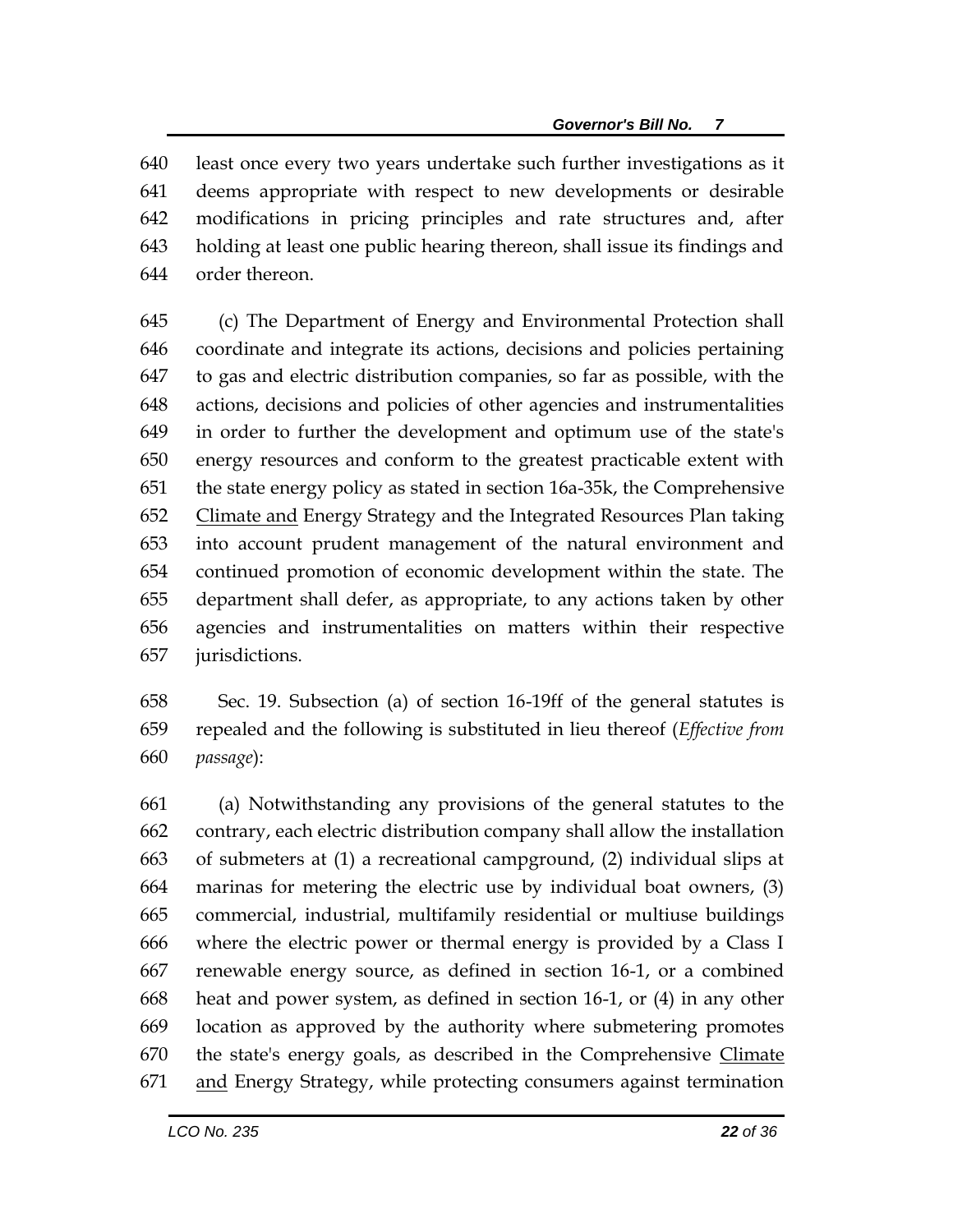least once every two years undertake such further investigations as it deems appropriate with respect to new developments or desirable modifications in pricing principles and rate structures and, after holding at least one public hearing thereon, shall issue its findings and order thereon.

(c) The Department of Energy and Environmental Protection shall coordinate and integrate its actions, decisions and policies pertaining to gas and electric distribution companies, so far as possible, with the actions, decisions and policies of other agencies and instrumentalities in order to further the development and optimum use of the state's energy resources and conform to the greatest practicable extent with the state energy policy as stated in section 16a-35k, the Comprehensive <u>Climate and</u> Energy Strategy and the Integrated Resources Plan taking into account prudent management of the natural environment and continued promotion of economic development within the state. The department shall defer, as appropriate, to any actions taken by other agencies and instrumentalities on matters within their respective jurisdictions.

Sec. 19. Subsection (a) of section 16-19ff of the general statutes is repealed and the following is substituted in lieu thereof (*Effective from passage*):

(a) Notwithstanding any provisions of the general statutes to the contrary, each electric distribution company shall allow the installation of submeters at (1) a recreational campground, (2) individual slips at marinas for metering the electric use by individual boat owners, (3) commercial, industrial, multifamily residential or multiuse buildings where the electric power or thermal energy is provided by a Class I renewable energy source, as defined in section 16-1, or a combined heat and power system, as defined in section 16-1, or (4) in any other location as approved by the authority where submetering promotes the state's energy goals, as described in the Comprehensive <u>Climate and</u> Energy Strategy, while protecting consumers against termination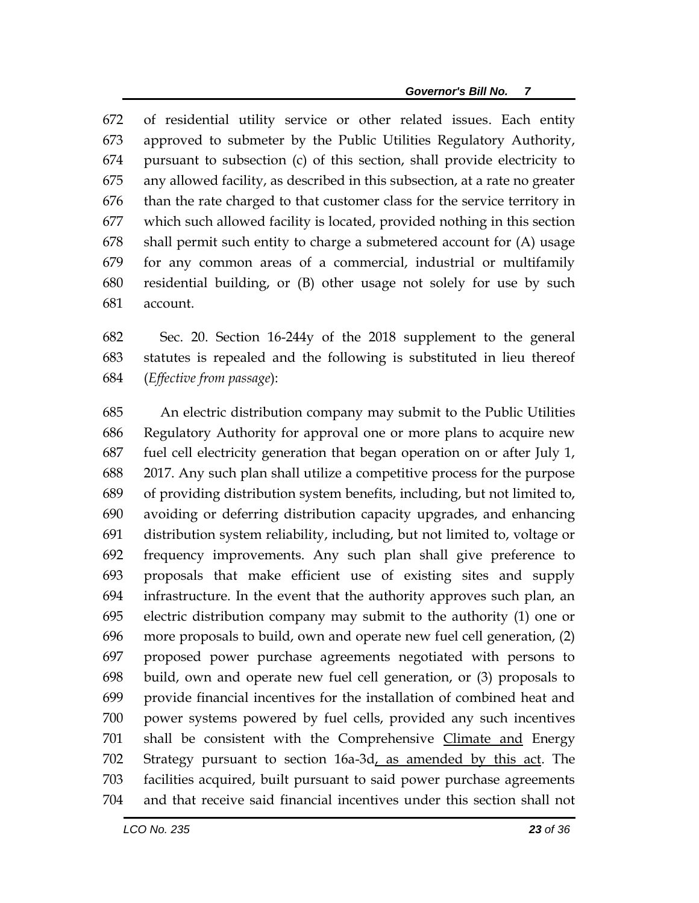of residential utility service or other related issues. Each entity approved to submeter by the Public Utilities Regulatory Authority, pursuant to subsection (c) of this section, shall provide electricity to any allowed facility, as described in this subsection, at a rate no greater than the rate charged to that customer class for the service territory in which such allowed facility is located, provided nothing in this section shall permit such entity to charge a submetered account for (A) usage for any common areas of a commercial, industrial or multifamily residential building, or (B) other usage not solely for use by such account.

Sec. 20. Section 16-244y of the 2018 supplement to the general statutes is repealed and the following is substituted in lieu thereof (*Effective from passage*):

An electric distribution company may submit to the Public Utilities Regulatory Authority for approval one or more plans to acquire new fuel cell electricity generation that began operation on or after July 1, 2017. Any such plan shall utilize a competitive process for the purpose of providing distribution system benefits, including, but not limited to, avoiding or deferring distribution capacity upgrades, and enhancing distribution system reliability, including, but not limited to, voltage or frequency improvements. Any such plan shall give preference to proposals that make efficient use of existing sites and supply infrastructure. In the event that the authority approves such plan, an electric distribution company may submit to the authority (1) one or more proposals to build, own and operate new fuel cell generation, (2) proposed power purchase agreements negotiated with persons to build, own and operate new fuel cell generation, or (3) proposals to provide financial incentives for the installation of combined heat and power systems powered by fuel cells, provided any such incentives shall be consistent with the Comprehensive <u>Climate and</u> Energy Strategy pursuant to section 16a-3d<u>, as amended by this act</u>. The facilities acquired, built pursuant to said power purchase agreements and that receive said financial incentives under this section shall not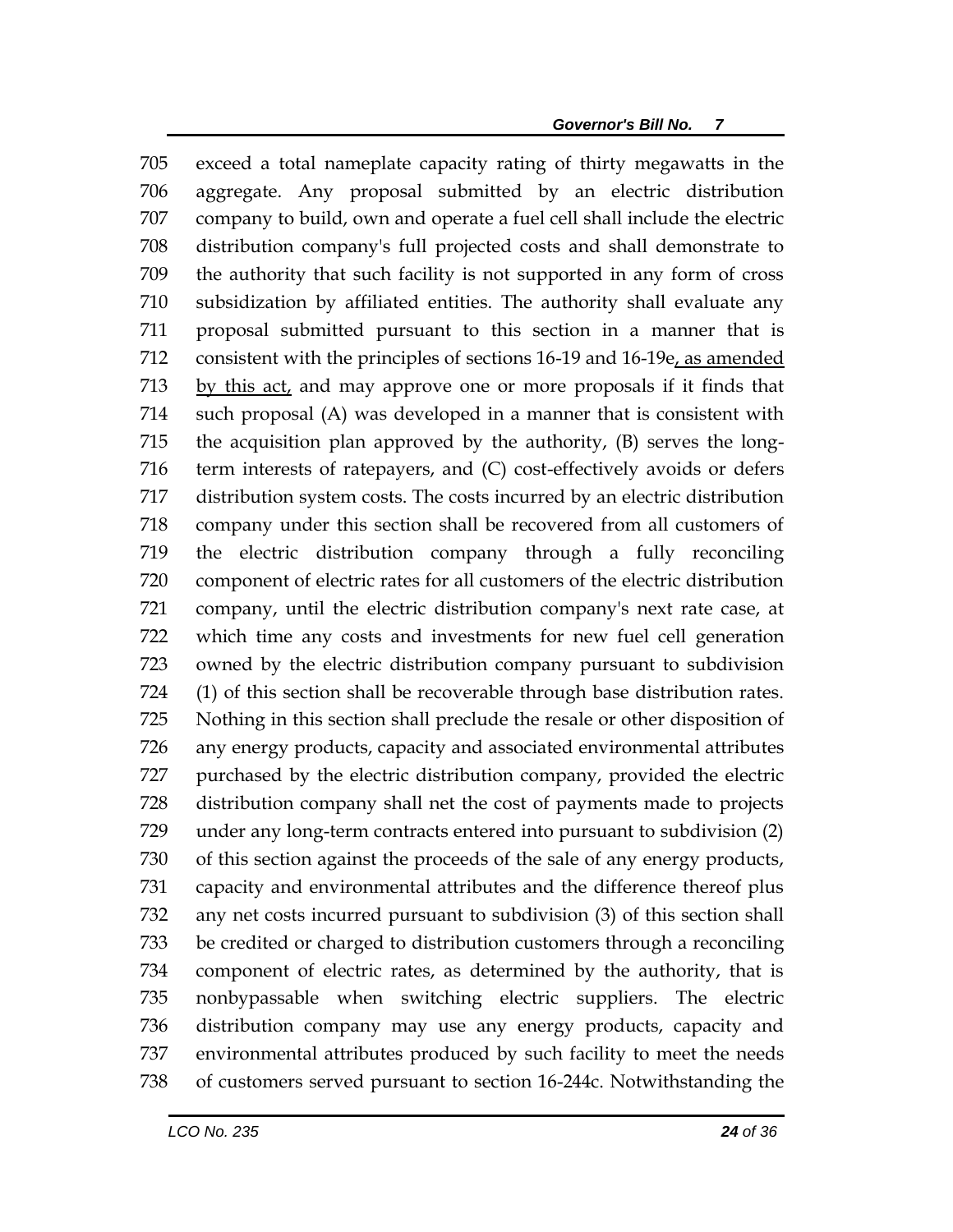exceed a total nameplate capacity rating of thirty megawatts in the aggregate. Any proposal submitted by an electric distribution company to build, own and operate a fuel cell shall include the electric distribution company's full projected costs and shall demonstrate to the authority that such facility is not supported in any form of cross subsidization by affiliated entities. The authority shall evaluate any proposal submitted pursuant to this section in a manner that is consistent with the principles of sections 16-19 and 16-19e, as amended by this act, and may approve one or more proposals if it finds that such proposal (A) was developed in a manner that is consistent with the acquisition plan approved by the authority, (B) serves the long-term interests of ratepayers, and (C) cost-effectively avoids or defers distribution system costs. The costs incurred by an electric distribution company under this section shall be recovered from all customers of the electric distribution company through a fully reconciling component of electric rates for all customers of the electric distribution company, until the electric distribution company's next rate case, at which time any costs and investments for new fuel cell generation owned by the electric distribution company pursuant to subdivision (1) of this section shall be recoverable through base distribution rates. Nothing in this section shall preclude the resale or other disposition of any energy products, capacity and associated environmental attributes purchased by the electric distribution company, provided the electric distribution company shall net the cost of payments made to projects under any long-term contracts entered into pursuant to subdivision (2) of this section against the proceeds of the sale of any energy products, capacity and environmental attributes and the difference thereof plus any net costs incurred pursuant to subdivision (3) of this section shall be credited or charged to distribution customers through a reconciling component of electric rates, as determined by the authority, that is nonbypassable when switching electric suppliers. The electric distribution company may use any energy products, capacity and environmental attributes produced by such facility to meet the needs of customers served pursuant to section 16-244c. Notwithstanding the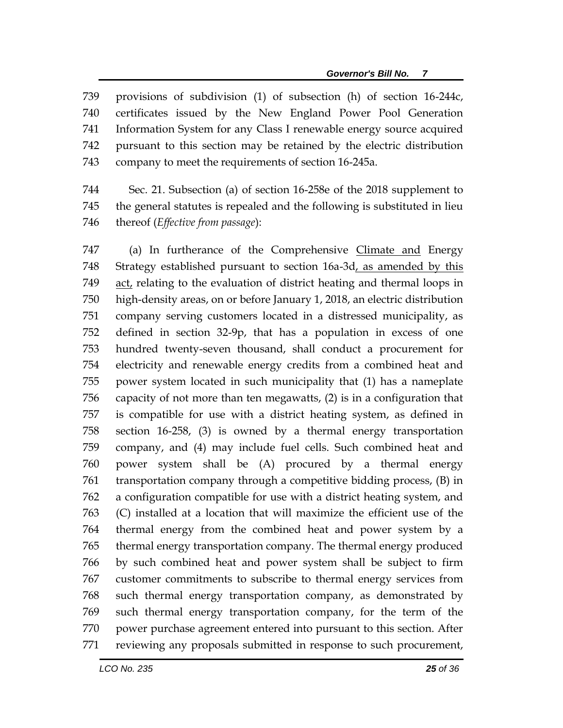739 provisions of subdivision (1) of subsection (h) of section 16-244c,
740 certificates issued by the New England Power Pool Generation
741 Information System for any Class I renewable energy source acquired
742 pursuant to this section may be retained by the electric distribution
743 company to meet the requirements of section 16-245a.

744 Sec. 21. Subsection (a) of section 16-258e of the 2018 supplement to
745 the general statutes is repealed and the following is substituted in lieu
746 thereof (*Effective from passage*):

747 (a) In furtherance of the Comprehensive <u>Climate and</u> Energy
748 Strategy established pursuant to section 16a-3d<u>, as amended by this</u>
749 <u>act,</u> relating to the evaluation of district heating and thermal loops in
750 high-density areas, on or before January 1, 2018, an electric distribution
751 company serving customers located in a distressed municipality, as
752 defined in section 32-9p, that has a population in excess of one
753 hundred twenty-seven thousand, shall conduct a procurement for
754 electricity and renewable energy credits from a combined heat and
755 power system located in such municipality that (1) has a nameplate
756 capacity of not more than ten megawatts, (2) is in a configuration that
757 is compatible for use with a district heating system, as defined in
758 section 16-258, (3) is owned by a thermal energy transportation
759 company, and (4) may include fuel cells. Such combined heat and
760 power system shall be (A) procured by a thermal energy
761 transportation company through a competitive bidding process, (B) in
762 a configuration compatible for use with a district heating system, and
763 (C) installed at a location that will maximize the efficient use of the
764 thermal energy from the combined heat and power system by a
765 thermal energy transportation company. The thermal energy produced
766 by such combined heat and power system shall be subject to firm
767 customer commitments to subscribe to thermal energy services from
768 such thermal energy transportation company, as demonstrated by
769 such thermal energy transportation company, for the term of the
770 power purchase agreement entered into pursuant to this section. After
771 reviewing any proposals submitted in response to such procurement,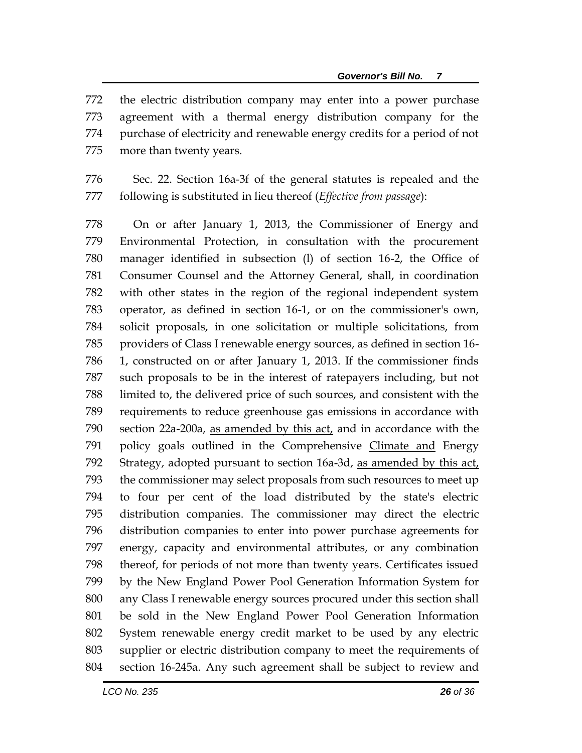the electric distribution company may enter into a power purchase agreement with a thermal energy distribution company for the purchase of electricity and renewable energy credits for a period of not more than twenty years.

Sec. 22. Section 16a-3f of the general statutes is repealed and the following is substituted in lieu thereof (*Effective from passage*):

On or after January 1, 2013, the Commissioner of Energy and Environmental Protection, in consultation with the procurement manager identified in subsection (l) of section 16-2, the Office of Consumer Counsel and the Attorney General, shall, in coordination with other states in the region of the regional independent system operator, as defined in section 16-1, or on the commissioner's own, solicit proposals, in one solicitation or multiple solicitations, from providers of Class I renewable energy sources, as defined in section 16-1, constructed on or after January 1, 2013. If the commissioner finds such proposals to be in the interest of ratepayers including, but not limited to, the delivered price of such sources, and consistent with the requirements to reduce greenhouse gas emissions in accordance with section 22a-200a, <u>as amended by this act,</u> and in accordance with the policy goals outlined in the Comprehensive <u>Climate and</u> Energy Strategy, adopted pursuant to section 16a-3d, <u>as amended by this act,</u> the commissioner may select proposals from such resources to meet up to four per cent of the load distributed by the state's electric distribution companies. The commissioner may direct the electric distribution companies to enter into power purchase agreements for energy, capacity and environmental attributes, or any combination thereof, for periods of not more than twenty years. Certificates issued by the New England Power Pool Generation Information System for any Class I renewable energy sources procured under this section shall be sold in the New England Power Pool Generation Information System renewable energy credit market to be used by any electric supplier or electric distribution company to meet the requirements of section 16-245a. Any such agreement shall be subject to review and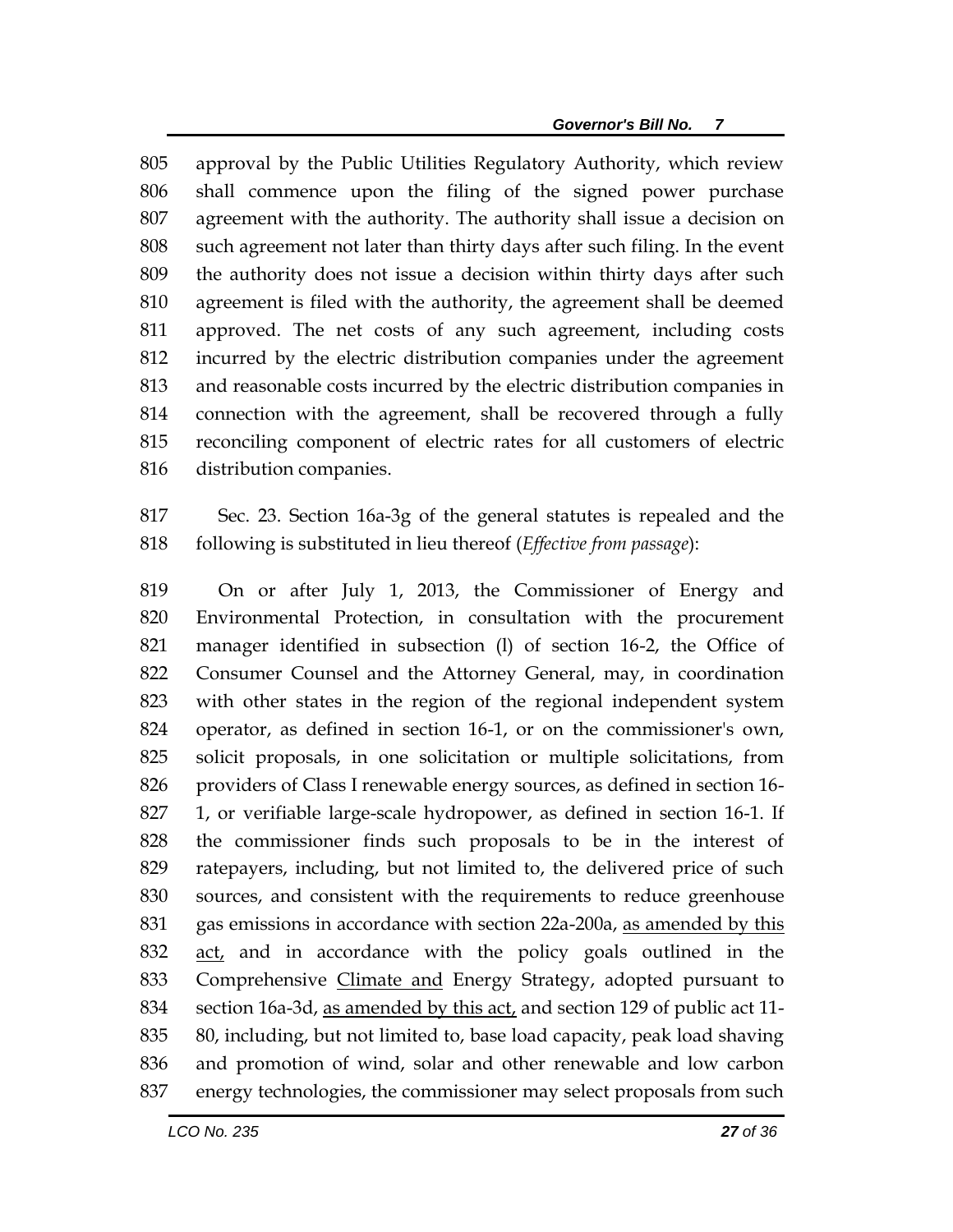approval by the Public Utilities Regulatory Authority, which review shall commence upon the filing of the signed power purchase agreement with the authority. The authority shall issue a decision on such agreement not later than thirty days after such filing. In the event the authority does not issue a decision within thirty days after such agreement is filed with the authority, the agreement shall be deemed approved. The net costs of any such agreement, including costs incurred by the electric distribution companies under the agreement and reasonable costs incurred by the electric distribution companies in connection with the agreement, shall be recovered through a fully reconciling component of electric rates for all customers of electric distribution companies.

Sec. 23. Section 16a-3g of the general statutes is repealed and the following is substituted in lieu thereof (*Effective from passage*):

On or after July 1, 2013, the Commissioner of Energy and Environmental Protection, in consultation with the procurement manager identified in subsection (l) of section 16-2, the Office of Consumer Counsel and the Attorney General, may, in coordination with other states in the region of the regional independent system operator, as defined in section 16-1, or on the commissioner's own, solicit proposals, in one solicitation or multiple solicitations, from providers of Class I renewable energy sources, as defined in section 16-1, or verifiable large-scale hydropower, as defined in section 16-1. If the commissioner finds such proposals to be in the interest of ratepayers, including, but not limited to, the delivered price of such sources, and consistent with the requirements to reduce greenhouse gas emissions in accordance with section 22a-200a, <u>as amended by this act,</u> and in accordance with the policy goals outlined in the Comprehensive <u>Climate and</u> Energy Strategy, adopted pursuant to section 16a-3d, <u>as amended by this act,</u> and section 129 of public act 11-80, including, but not limited to, base load capacity, peak load shaving and promotion of wind, solar and other renewable and low carbon energy technologies, the commissioner may select proposals from such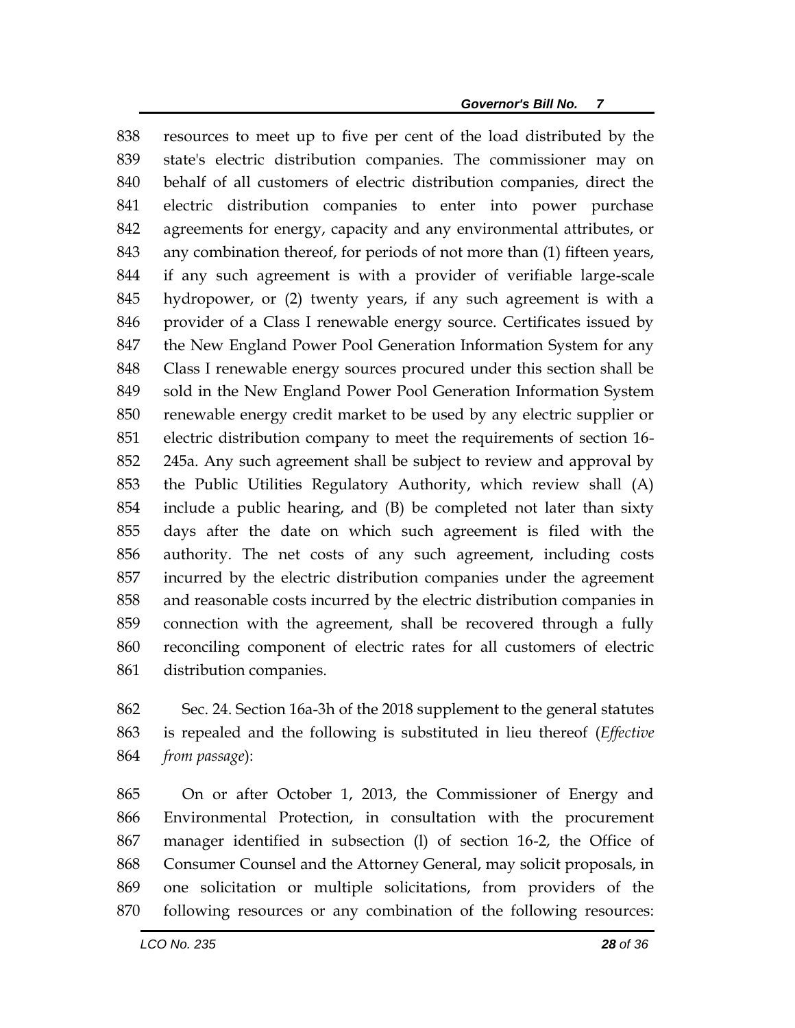resources to meet up to five per cent of the load distributed by the state's electric distribution companies. The commissioner may on behalf of all customers of electric distribution companies, direct the electric distribution companies to enter into power purchase agreements for energy, capacity and any environmental attributes, or any combination thereof, for periods of not more than (1) fifteen years, if any such agreement is with a provider of verifiable large-scale hydropower, or (2) twenty years, if any such agreement is with a provider of a Class I renewable energy source. Certificates issued by the New England Power Pool Generation Information System for any Class I renewable energy sources procured under this section shall be sold in the New England Power Pool Generation Information System renewable energy credit market to be used by any electric supplier or electric distribution company to meet the requirements of section 16-245a. Any such agreement shall be subject to review and approval by the Public Utilities Regulatory Authority, which review shall (A) include a public hearing, and (B) be completed not later than sixty days after the date on which such agreement is filed with the authority. The net costs of any such agreement, including costs incurred by the electric distribution companies under the agreement and reasonable costs incurred by the electric distribution companies in connection with the agreement, shall be recovered through a fully reconciling component of electric rates for all customers of electric distribution companies.

Sec. 24. Section 16a-3h of the 2018 supplement to the general statutes is repealed and the following is substituted in lieu thereof (*Effective from passage*):

On or after October 1, 2013, the Commissioner of Energy and Environmental Protection, in consultation with the procurement manager identified in subsection (l) of section 16-2, the Office of Consumer Counsel and the Attorney General, may solicit proposals, in one solicitation or multiple solicitations, from providers of the following resources or any combination of the following resources: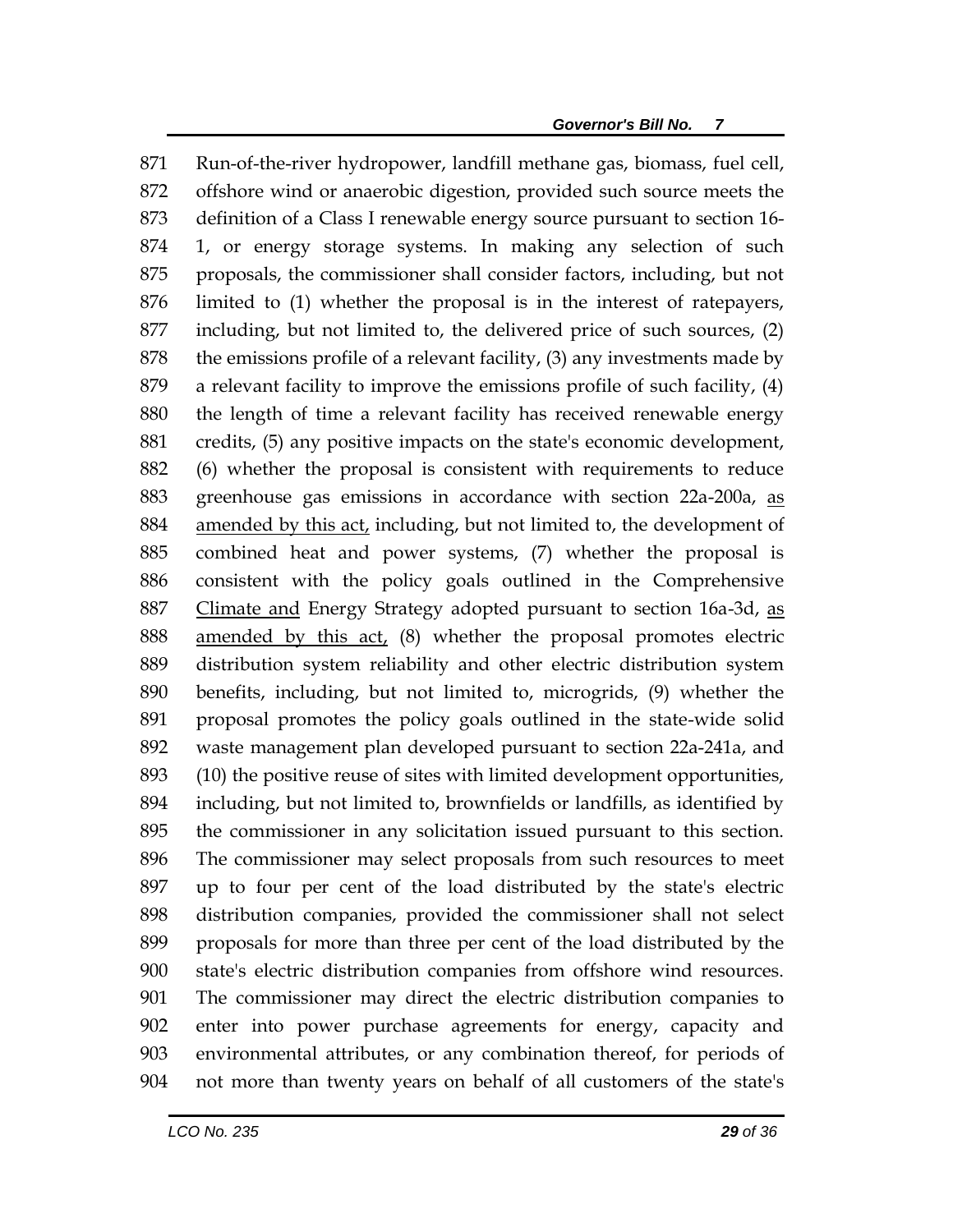871 Run-of-the-river hydropower, landfill methane gas, biomass, fuel cell,
872 offshore wind or anaerobic digestion, provided such source meets the
873 definition of a Class I renewable energy source pursuant to section 16-
874 1, or energy storage systems. In making any selection of such
875 proposals, the commissioner shall consider factors, including, but not
876 limited to (1) whether the proposal is in the interest of ratepayers,
877 including, but not limited to, the delivered price of such sources, (2)
878 the emissions profile of a relevant facility, (3) any investments made by
879 a relevant facility to improve the emissions profile of such facility, (4)
880 the length of time a relevant facility has received renewable energy
881 credits, (5) any positive impacts on the state's economic development,
882 (6) whether the proposal is consistent with requirements to reduce
883 greenhouse gas emissions in accordance with section 22a-200a, <u>as</u>
884 <u>amended by this act,</u> including, but not limited to, the development of
885 combined heat and power systems, (7) whether the proposal is
886 consistent with the policy goals outlined in the Comprehensive
887 <u>Climate and</u> Energy Strategy adopted pursuant to section 16a-3d, <u>as</u>
888 <u>amended by this act,</u> (8) whether the proposal promotes electric
889 distribution system reliability and other electric distribution system
890 benefits, including, but not limited to, microgrids, (9) whether the
891 proposal promotes the policy goals outlined in the state-wide solid
892 waste management plan developed pursuant to section 22a-241a, and
893 (10) the positive reuse of sites with limited development opportunities,
894 including, but not limited to, brownfields or landfills, as identified by
895 the commissioner in any solicitation issued pursuant to this section.
896 The commissioner may select proposals from such resources to meet
897 up to four per cent of the load distributed by the state's electric
898 distribution companies, provided the commissioner shall not select
899 proposals for more than three per cent of the load distributed by the
900 state's electric distribution companies from offshore wind resources.
901 The commissioner may direct the electric distribution companies to
902 enter into power purchase agreements for energy, capacity and
903 environmental attributes, or any combination thereof, for periods of
904 not more than twenty years on behalf of all customers of the state's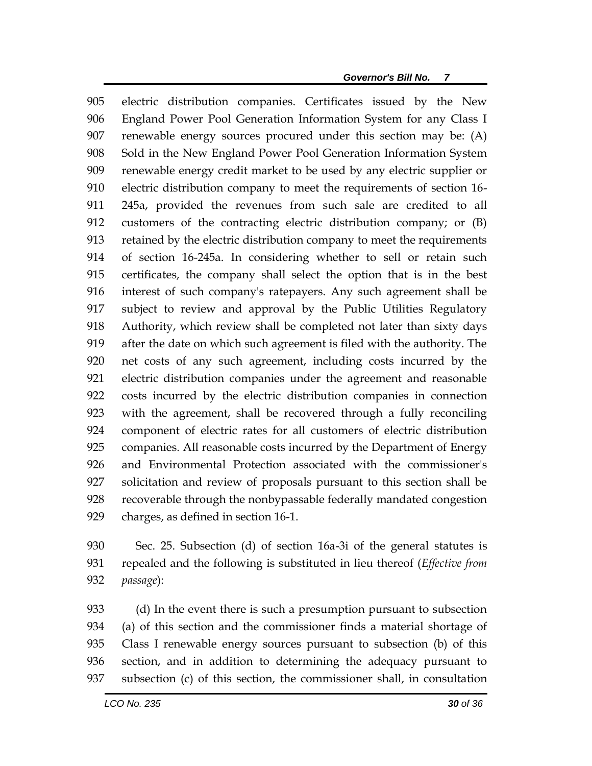electric distribution companies. Certificates issued by the New England Power Pool Generation Information System for any Class I renewable energy sources procured under this section may be: (A) Sold in the New England Power Pool Generation Information System renewable energy credit market to be used by any electric supplier or electric distribution company to meet the requirements of section 16-245a, provided the revenues from such sale are credited to all customers of the contracting electric distribution company; or (B) retained by the electric distribution company to meet the requirements of section 16-245a. In considering whether to sell or retain such certificates, the company shall select the option that is in the best interest of such company's ratepayers. Any such agreement shall be subject to review and approval by the Public Utilities Regulatory Authority, which review shall be completed not later than sixty days after the date on which such agreement is filed with the authority. The net costs of any such agreement, including costs incurred by the electric distribution companies under the agreement and reasonable costs incurred by the electric distribution companies in connection with the agreement, shall be recovered through a fully reconciling component of electric rates for all customers of electric distribution companies. All reasonable costs incurred by the Department of Energy and Environmental Protection associated with the commissioner's solicitation and review of proposals pursuant to this section shall be recoverable through the nonbypassable federally mandated congestion charges, as defined in section 16-1.

Sec. 25. Subsection (d) of section 16a-3i of the general statutes is repealed and the following is substituted in lieu thereof (*Effective from passage*):

(d) In the event there is such a presumption pursuant to subsection (a) of this section and the commissioner finds a material shortage of Class I renewable energy sources pursuant to subsection (b) of this section, and in addition to determining the adequacy pursuant to subsection (c) of this section, the commissioner shall, in consultation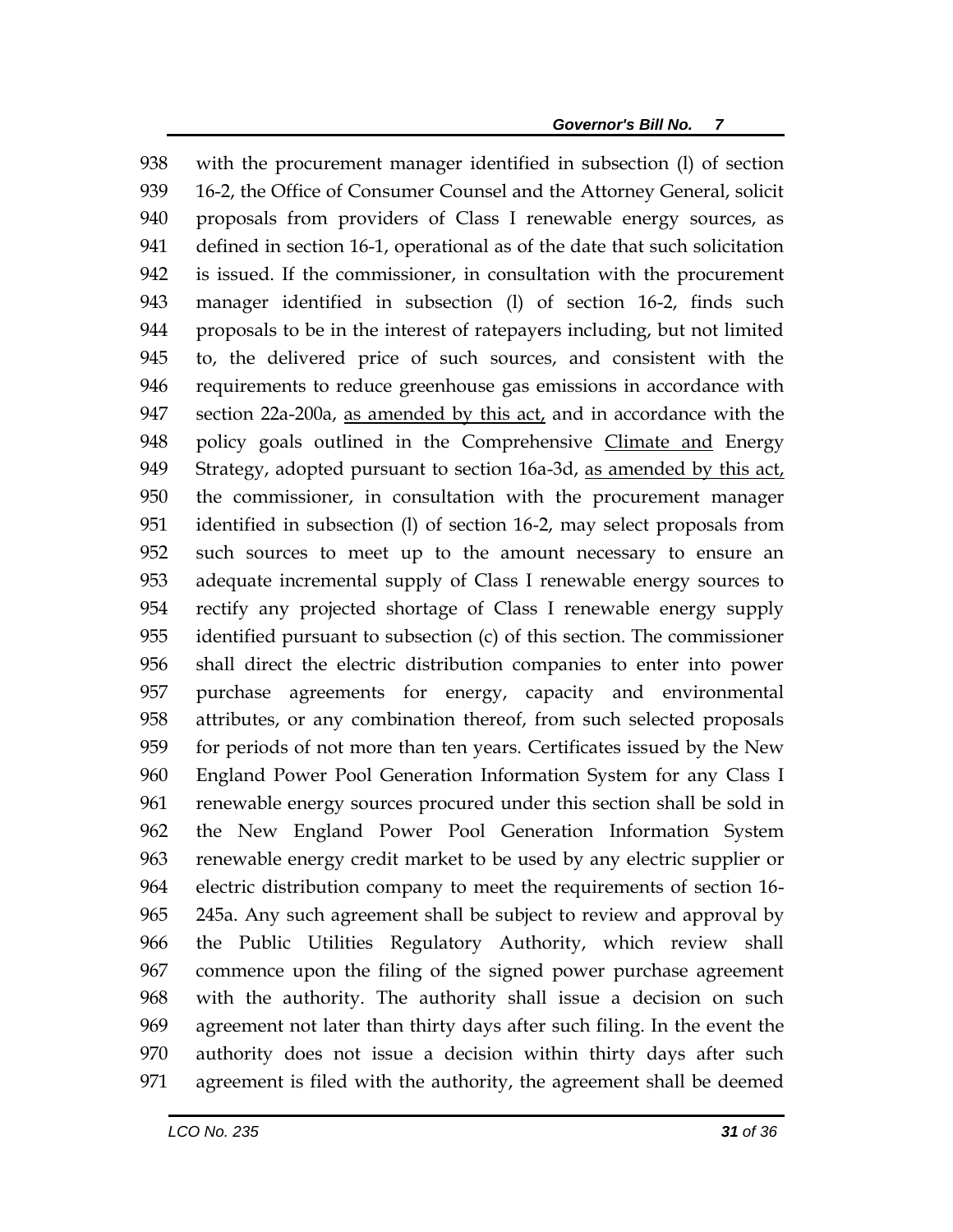with the procurement manager identified in subsection (l) of section 16-2, the Office of Consumer Counsel and the Attorney General, solicit proposals from providers of Class I renewable energy sources, as defined in section 16-1, operational as of the date that such solicitation is issued. If the commissioner, in consultation with the procurement manager identified in subsection (l) of section 16-2, finds such proposals to be in the interest of ratepayers including, but not limited to, the delivered price of such sources, and consistent with the requirements to reduce greenhouse gas emissions in accordance with section 22a-200a, <u>as amended by this act,</u> and in accordance with the policy goals outlined in the Comprehensive <u>Climate and</u> Energy Strategy, adopted pursuant to section 16a-3d, <u>as amended by this act,</u> the commissioner, in consultation with the procurement manager identified in subsection (l) of section 16-2, may select proposals from such sources to meet up to the amount necessary to ensure an adequate incremental supply of Class I renewable energy sources to rectify any projected shortage of Class I renewable energy supply identified pursuant to subsection (c) of this section. The commissioner shall direct the electric distribution companies to enter into power purchase agreements for energy, capacity and environmental attributes, or any combination thereof, from such selected proposals for periods of not more than ten years. Certificates issued by the New England Power Pool Generation Information System for any Class I renewable energy sources procured under this section shall be sold in the New England Power Pool Generation Information System renewable energy credit market to be used by any electric supplier or electric distribution company to meet the requirements of section 16-245a. Any such agreement shall be subject to review and approval by the Public Utilities Regulatory Authority, which review shall commence upon the filing of the signed power purchase agreement with the authority. The authority shall issue a decision on such agreement not later than thirty days after such filing. In the event the authority does not issue a decision within thirty days after such agreement is filed with the authority, the agreement shall be deemed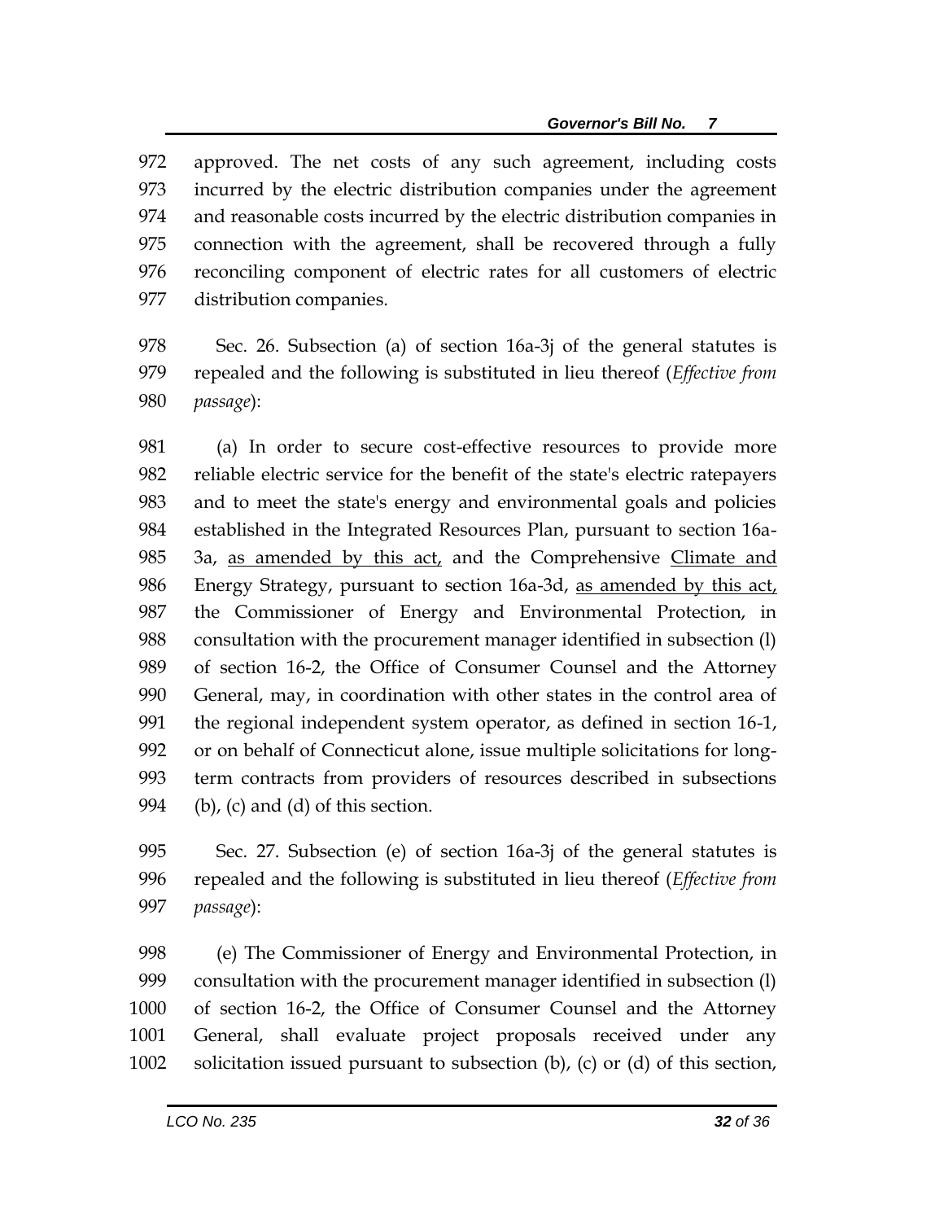approved. The net costs of any such agreement, including costs incurred by the electric distribution companies under the agreement and reasonable costs incurred by the electric distribution companies in connection with the agreement, shall be recovered through a fully reconciling component of electric rates for all customers of electric distribution companies.

Sec. 26. Subsection (a) of section 16a-3j of the general statutes is repealed and the following is substituted in lieu thereof (*Effective from passage*):

(a) In order to secure cost-effective resources to provide more reliable electric service for the benefit of the state's electric ratepayers and to meet the state's energy and environmental goals and policies established in the Integrated Resources Plan, pursuant to section 16a-3a, <u>as amended by this act,</u> and the Comprehensive <u>Climate and</u> Energy Strategy, pursuant to section 16a-3d, <u>as amended by this act,</u> the Commissioner of Energy and Environmental Protection, in consultation with the procurement manager identified in subsection (l) of section 16-2, the Office of Consumer Counsel and the Attorney General, may, in coordination with other states in the control area of the regional independent system operator, as defined in section 16-1, or on behalf of Connecticut alone, issue multiple solicitations for long-term contracts from providers of resources described in subsections (b), (c) and (d) of this section.

Sec. 27. Subsection (e) of section 16a-3j of the general statutes is repealed and the following is substituted in lieu thereof (*Effective from passage*):

(e) The Commissioner of Energy and Environmental Protection, in consultation with the procurement manager identified in subsection (l) of section 16-2, the Office of Consumer Counsel and the Attorney General, shall evaluate project proposals received under any solicitation issued pursuant to subsection (b), (c) or (d) of this section,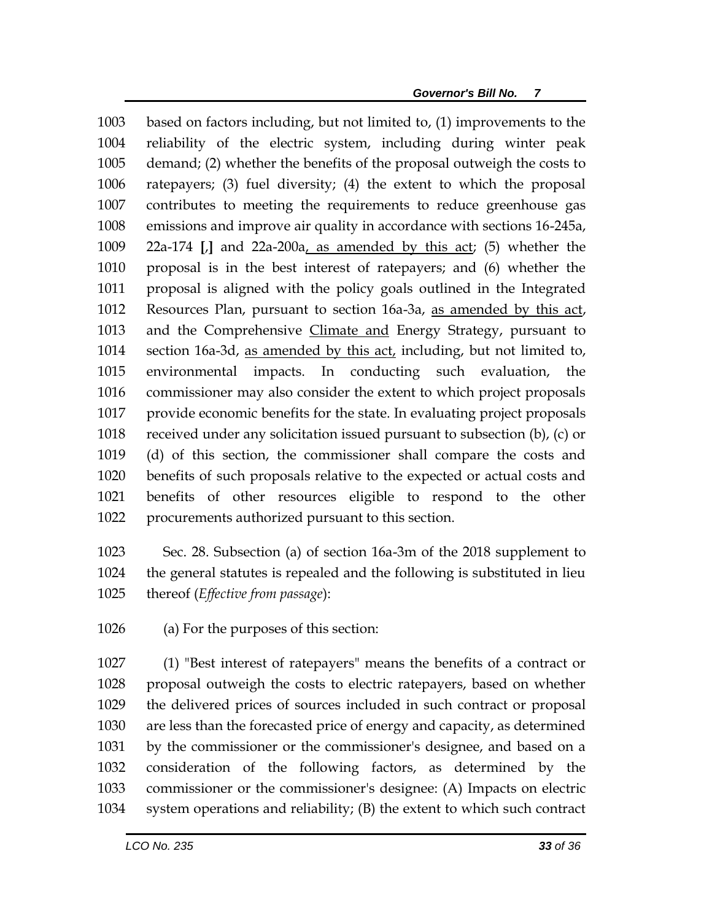1003 based on factors including, but not limited to, (1) improvements to the
1004 reliability of the electric system, including during winter peak
1005 demand; (2) whether the benefits of the proposal outweigh the costs to
1006 ratepayers; (3) fuel diversity; (4) the extent to which the proposal
1007 contributes to meeting the requirements to reduce greenhouse gas
1008 emissions and improve air quality in accordance with sections 16-245a,
1009 22a-174 [,] and 22a-200a, as amended by this act; (5) whether the
1010 proposal is in the best interest of ratepayers; and (6) whether the
1011 proposal is aligned with the policy goals outlined in the Integrated
1012 Resources Plan, pursuant to section 16a-3a, as amended by this act,
1013 and the Comprehensive Climate and Energy Strategy, pursuant to
1014 section 16a-3d, as amended by this act, including, but not limited to,
1015 environmental impacts. In conducting such evaluation, the
1016 commissioner may also consider the extent to which project proposals
1017 provide economic benefits for the state. In evaluating project proposals
1018 received under any solicitation issued pursuant to subsection (b), (c) or
1019 (d) of this section, the commissioner shall compare the costs and
1020 benefits of such proposals relative to the expected or actual costs and
1021 benefits of other resources eligible to respond to the other
1022 procurements authorized pursuant to this section.

1023 Sec. 28. Subsection (a) of section 16a-3m of the 2018 supplement to
1024 the general statutes is repealed and the following is substituted in lieu
1025 thereof (*Effective from passage*):

1026 (a) For the purposes of this section:

1027 (1) "Best interest of ratepayers" means the benefits of a contract or
1028 proposal outweigh the costs to electric ratepayers, based on whether
1029 the delivered prices of sources included in such contract or proposal
1030 are less than the forecasted price of energy and capacity, as determined
1031 by the commissioner or the commissioner's designee, and based on a
1032 consideration of the following factors, as determined by the
1033 commissioner or the commissioner's designee: (A) Impacts on electric
1034 system operations and reliability; (B) the extent to which such contract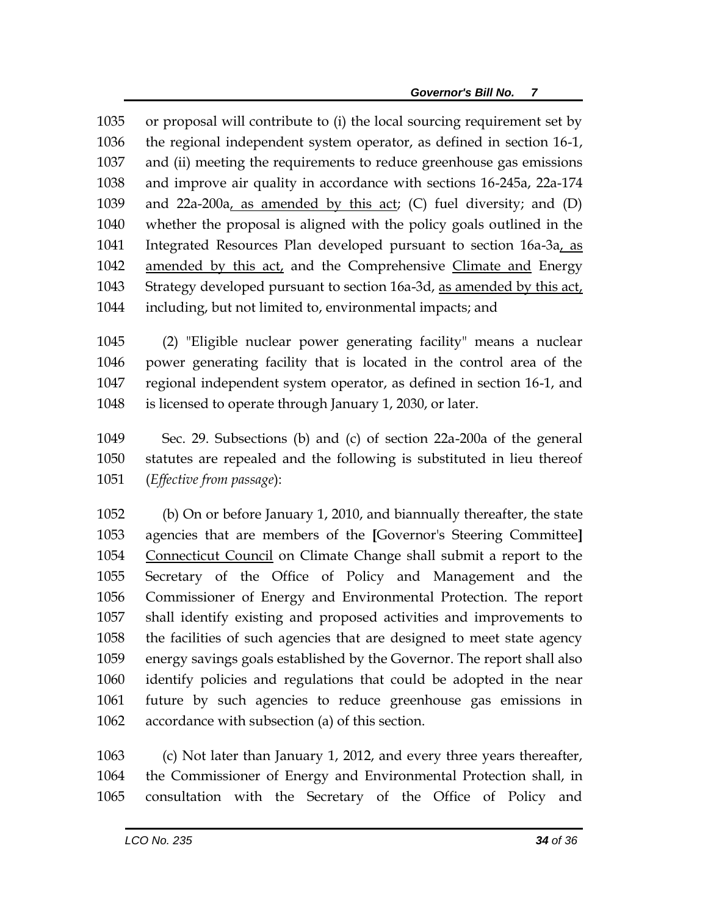1035 or proposal will contribute to (i) the local sourcing requirement set by
1036 the regional independent system operator, as defined in section 16-1,
1037 and (ii) meeting the requirements to reduce greenhouse gas emissions
1038 and improve air quality in accordance with sections 16-245a, 22a-174
1039 and 22a-200a<u>, as amended by this act</u>; (C) fuel diversity; and (D)
1040 whether the proposal is aligned with the policy goals outlined in the
1041 Integrated Resources Plan developed pursuant to section 16a-3a<u>, as</u>
1042 <u>amended by this act,</u> and the Comprehensive <u>Climate and</u> Energy
1043 Strategy developed pursuant to section 16a-3d, <u>as amended by this act,</u>
1044 including, but not limited to, environmental impacts; and

1045 (2) "Eligible nuclear power generating facility" means a nuclear
1046 power generating facility that is located in the control area of the
1047 regional independent system operator, as defined in section 16-1, and
1048 is licensed to operate through January 1, 2030, or later.

1049 Sec. 29. Subsections (b) and (c) of section 22a-200a of the general
1050 statutes are repealed and the following is substituted in lieu thereof
1051 (*Effective from passage*):

1052 (b) On or before January 1, 2010, and biannually thereafter, the state
1053 agencies that are members of the **[**Governor's Steering Committee**]**
1054 <u>Connecticut Council</u> on Climate Change shall submit a report to the
1055 Secretary of the Office of Policy and Management and the
1056 Commissioner of Energy and Environmental Protection. The report
1057 shall identify existing and proposed activities and improvements to
1058 the facilities of such agencies that are designed to meet state agency
1059 energy savings goals established by the Governor. The report shall also
1060 identify policies and regulations that could be adopted in the near
1061 future by such agencies to reduce greenhouse gas emissions in
1062 accordance with subsection (a) of this section.

1063 (c) Not later than January 1, 2012, and every three years thereafter,
1064 the Commissioner of Energy and Environmental Protection shall, in
1065 consultation with the Secretary of the Office of Policy and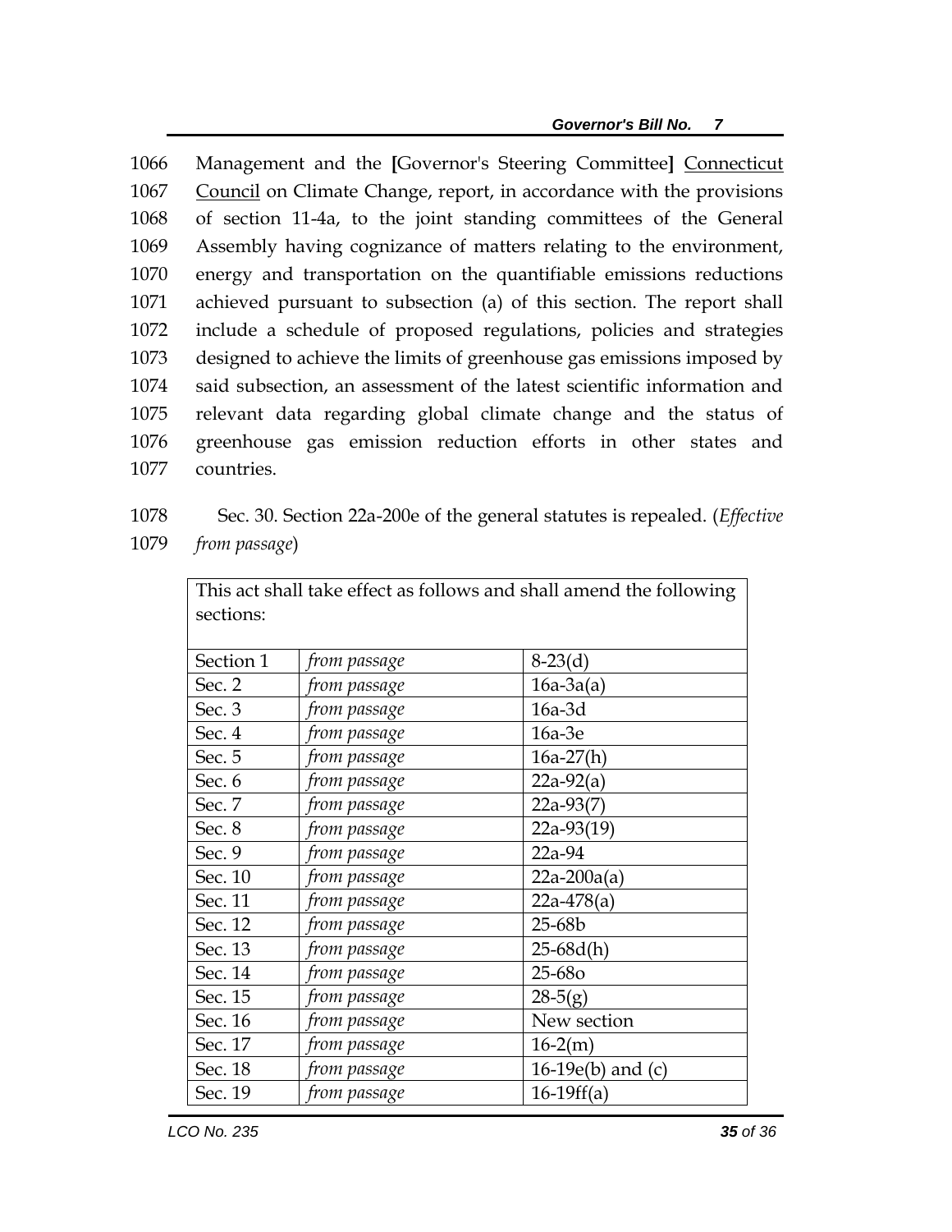1066 Management and the [Governor's Steering Committee] Connecticut
1067 Council on Climate Change, report, in accordance with the provisions
1068 of section 11-4a, to the joint standing committees of the General
1069 Assembly having cognizance of matters relating to the environment,
1070 energy and transportation on the quantifiable emissions reductions
1071 achieved pursuant to subsection (a) of this section. The report shall
1072 include a schedule of proposed regulations, policies and strategies
1073 designed to achieve the limits of greenhouse gas emissions imposed by
1074 said subsection, an assessment of the latest scientific information and
1075 relevant data regarding global climate change and the status of
1076 greenhouse gas emission reduction efforts in other states and
1077 countries.

1078 Sec. 30. Section 22a-200e of the general statutes is repealed. (*Effective*
1079 *from passage*)

| This act shall take effect as follows and shall amend the following sections: | | |
|---|---|---|
| Section 1 | *from passage* | 8-23(d) |
| Sec. 2 | *from passage* | 16a-3a(a) |
| Sec. 3 | *from passage* | 16a-3d |
| Sec. 4 | *from passage* | 16a-3e |
| Sec. 5 | *from passage* | 16a-27(h) |
| Sec. 6 | *from passage* | 22a-92(a) |
| Sec. 7 | *from passage* | 22a-93(7) |
| Sec. 8 | *from passage* | 22a-93(19) |
| Sec. 9 | *from passage* | 22a-94 |
| Sec. 10 | *from passage* | 22a-200a(a) |
| Sec. 11 | *from passage* | 22a-478(a) |
| Sec. 12 | *from passage* | 25-68b |
| Sec. 13 | *from passage* | 25-68d(h) |
| Sec. 14 | *from passage* | 25-68o |
| Sec. 15 | *from passage* | 28-5(g) |
| Sec. 16 | *from passage* | New section |
| Sec. 17 | *from passage* | 16-2(m) |
| Sec. 18 | *from passage* | 16-19e(b) and (c) |
| Sec. 19 | *from passage* | 16-19ff(a) |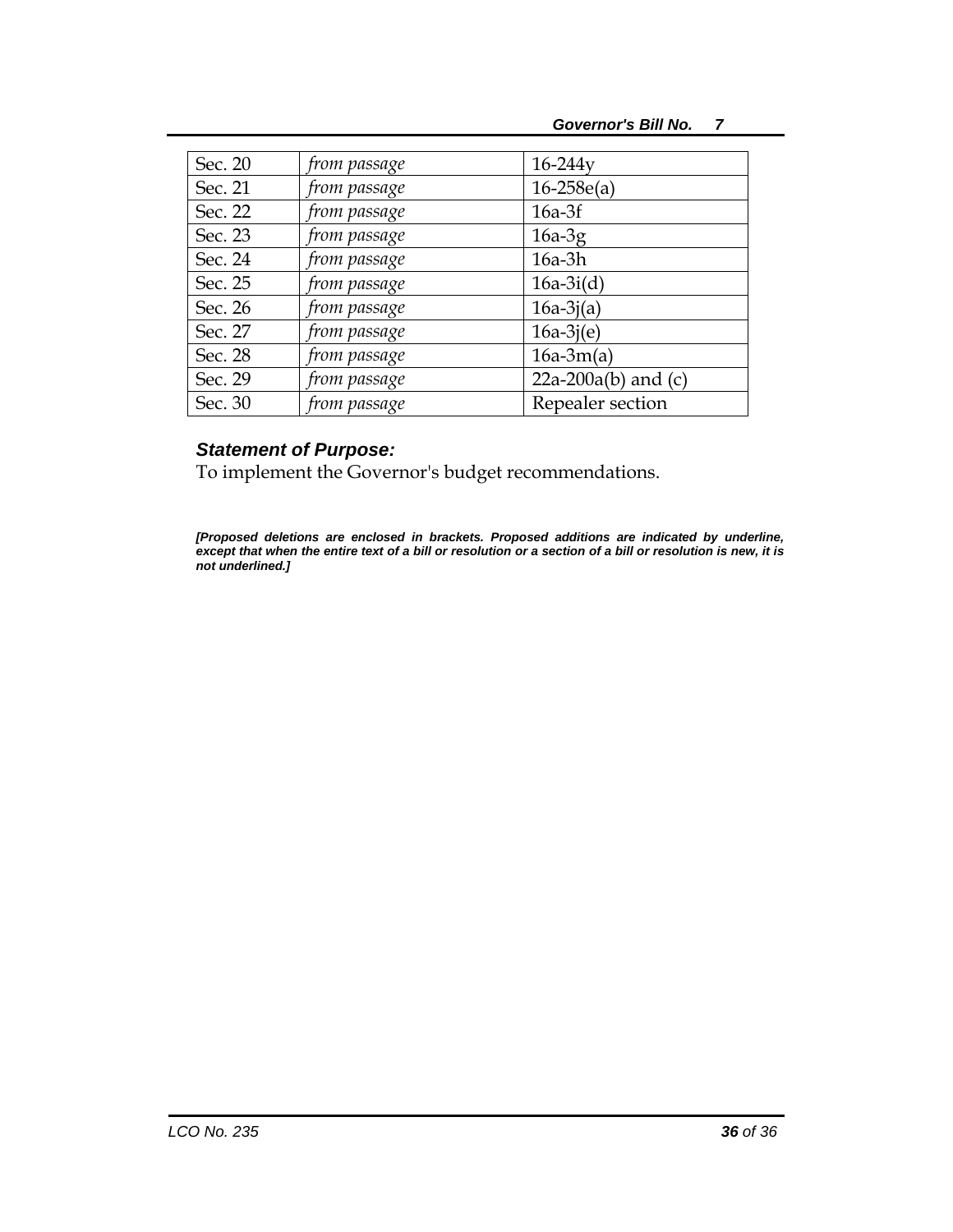| | | |
|---|---|---|
| Sec. 20 | *from passage* | 16-244y |
| Sec. 21 | *from passage* | 16-258e(a) |
| Sec. 22 | *from passage* | 16a-3f |
| Sec. 23 | *from passage* | 16a-3g |
| Sec. 24 | *from passage* | 16a-3h |
| Sec. 25 | *from passage* | 16a-3i(d) |
| Sec. 26 | *from passage* | 16a-3j(a) |
| Sec. 27 | *from passage* | 16a-3j(e) |
| Sec. 28 | *from passage* | 16a-3m(a) |
| Sec. 29 | *from passage* | 22a-200a(b) and (c) |
| Sec. 30 | *from passage* | Repealer section |

***Statement of Purpose:***

To implement the Governor's budget recommendations.

***[Proposed deletions are enclosed in brackets. Proposed additions are indicated by underline, except that when the entire text of a bill or resolution or a section of a bill or resolution is new, it is not underlined.]***